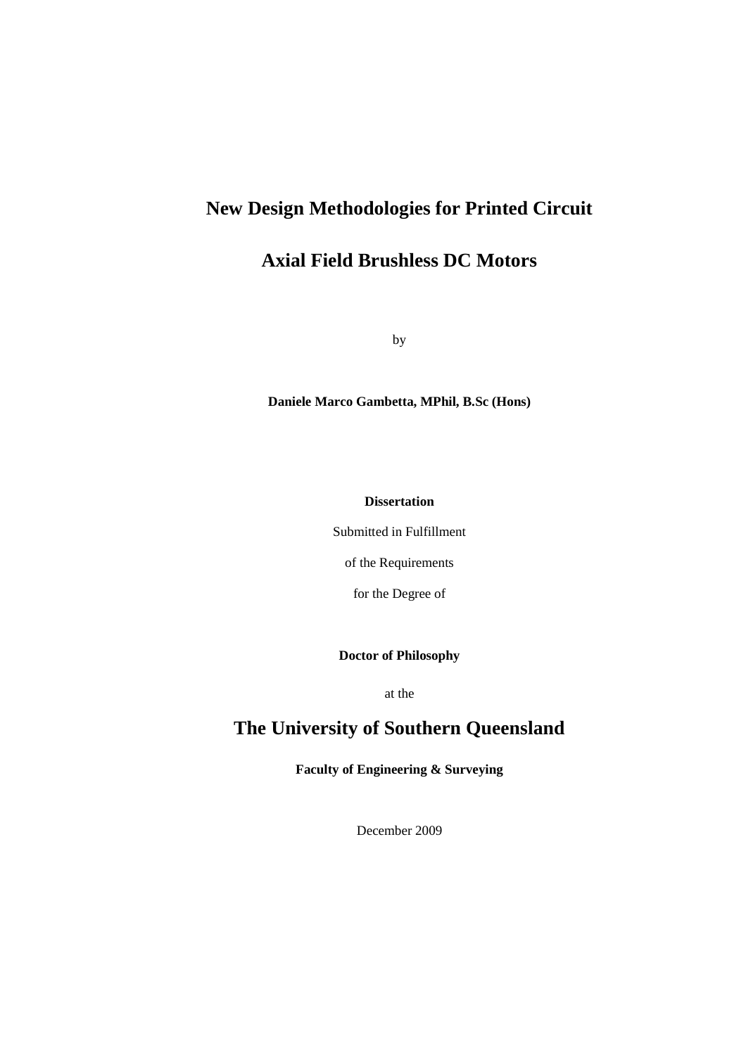# New Design Methodologies for Printed Circuit Axial Field Brushless DC Motors

by

**Daniele Marco Gambetta, MPhil, B.Sc (Hons)**

**Dissertation**

Submitted in Fulfillment

of the Requirements

for the Degree of

**Doctor of Philosophy**

at the

## The University of Southern Queensland

**Faculty of Engineering & Surveying**

December 2009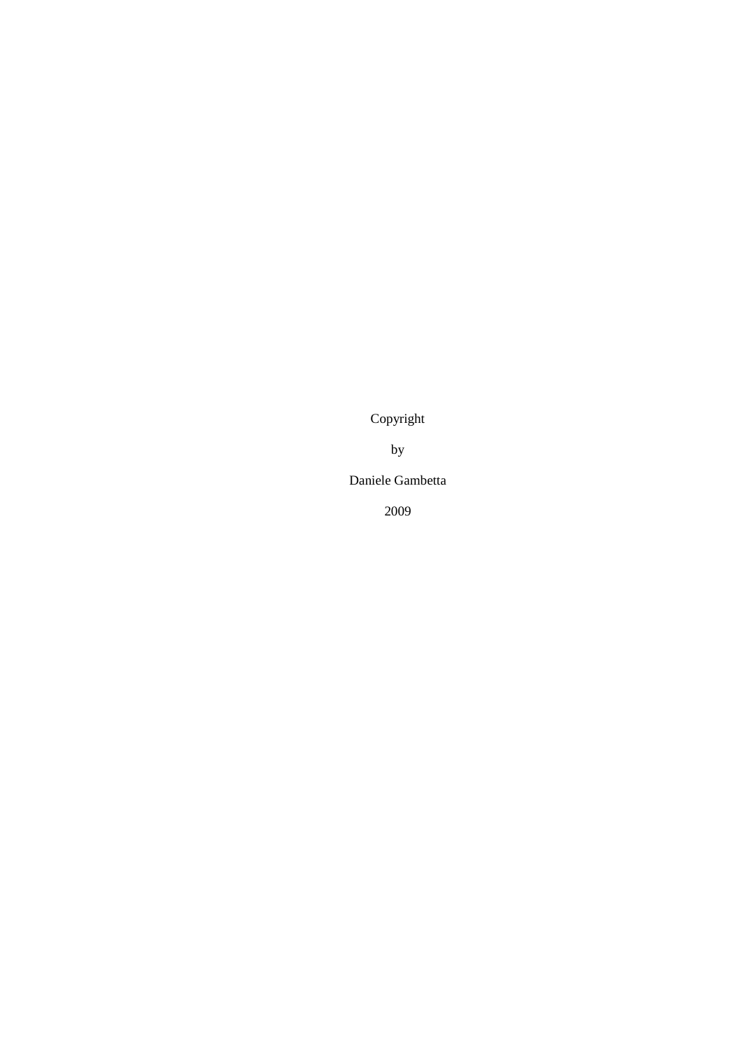Copyright

by

Daniele Gambetta

2009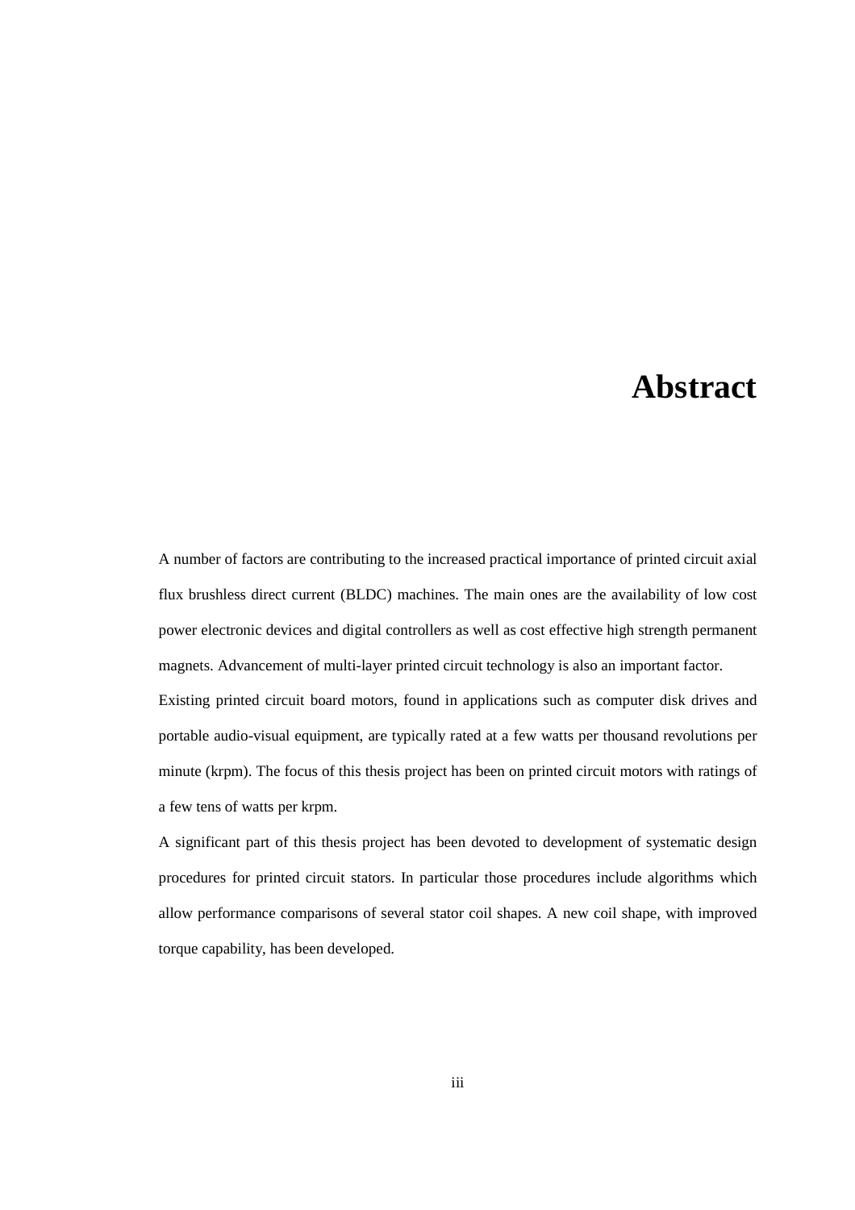# Abstract

A number of factors are contributing to the increased practical importance of printed circuit axial flux brushless direct current (BLDC) machines. The main ones are the availability of low cost power electronic devices and digital controllers as well as cost effective high strength permanent magnets. Advancement of multi-layer printed circuit technology is also an important factor.

Existing printed circuit board motors, found in applications such as computer disk drives and portable audio-visual equipment, are typically rated at a few watts per thousand revolutions per minute (krpm). The focus of this thesis project has been on printed circuit motors with ratings of a few tens of watts per krpm.

A significant part of this thesis project has been devoted to development of systematic design procedures for printed circuit stators. In particular those procedures include algorithms which allow performance comparisons of several stator coil shapes. A new coil shape, with improved torque capability, has been developed.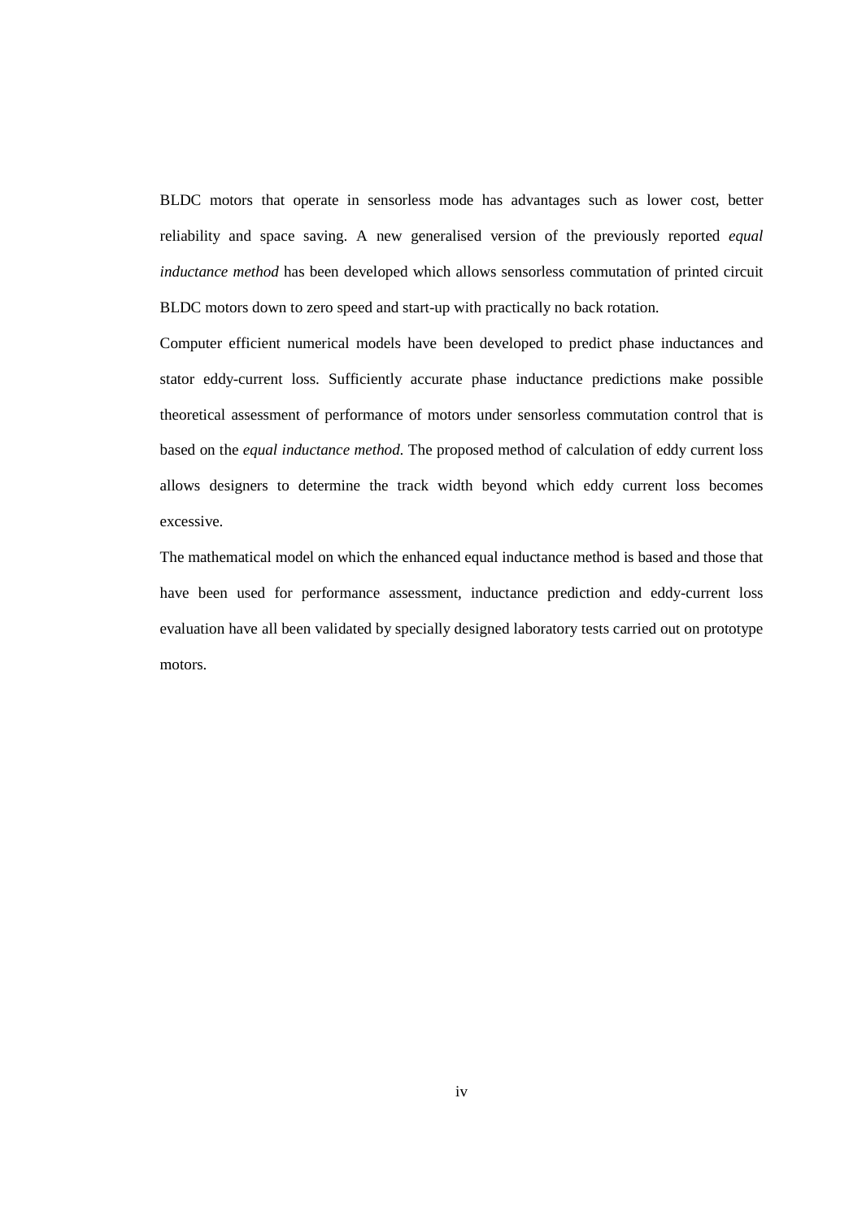BLDC motors that operate in sensorless mode has advantages such as lower cost, better reliability and space saving. A new generalised version of the previously reported *equal inductance method* has been developed which allows sensorless commutation of printed circuit BLDC motors down to zero speed and start-up with practically no back rotation.

Computer efficient numerical models have been developed to predict phase inductances and stator eddy-current loss. Sufficiently accurate phase inductance predictions make possible theoretical assessment of performance of motors under sensorless commutation control that is based on the *equal inductance method*. The proposed method of calculation of eddy current loss allows designers to determine the track width beyond which eddy current loss becomes excessive.

The mathematical model on which the enhanced equal inductance method is based and those that have been used for performance assessment, inductance prediction and eddy-current loss evaluation have all been validated by specially designed laboratory tests carried out on prototype motors.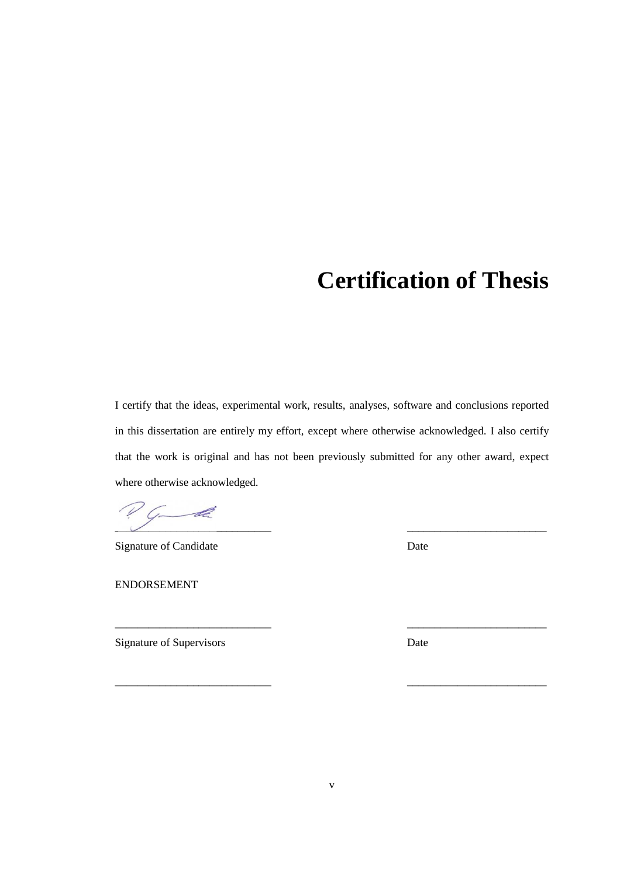# Certification of Thesis

I certify that the ideas, experimental work, results, analyses, software and conclusions reported in this dissertation are entirely my effort, except where otherwise acknowledged. I also certify that the work is original and has not been previously submitted for any other award, expect where otherwise acknowledged.

___________________________ ________________________

Signature of Candidate Date

ENDORSEMENT

___________________________ ________________________

Signature of Supervisors Date

___________________________ ________________________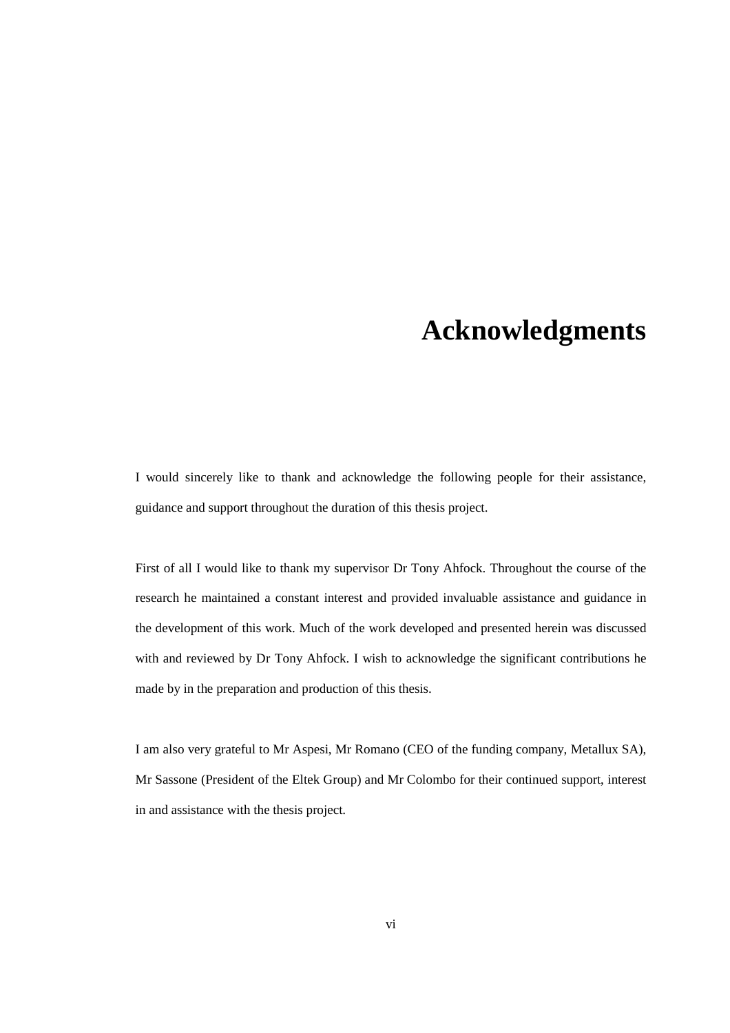# Acknowledgments

I would sincerely like to thank and acknowledge the following people for their assistance, guidance and support throughout the duration of this thesis project.

First of all I would like to thank my supervisor Dr Tony Ahfock. Throughout the course of the research he maintained a constant interest and provided invaluable assistance and guidance in the development of this work. Much of the work developed and presented herein was discussed with and reviewed by Dr Tony Ahfock. I wish to acknowledge the significant contributions he made by in the preparation and production of this thesis.

I am also very grateful to Mr Aspesi, Mr Romano (CEO of the funding company, Metallux SA), Mr Sassone (President of the Eltek Group) and Mr Colombo for their continued support, interest in and assistance with the thesis project.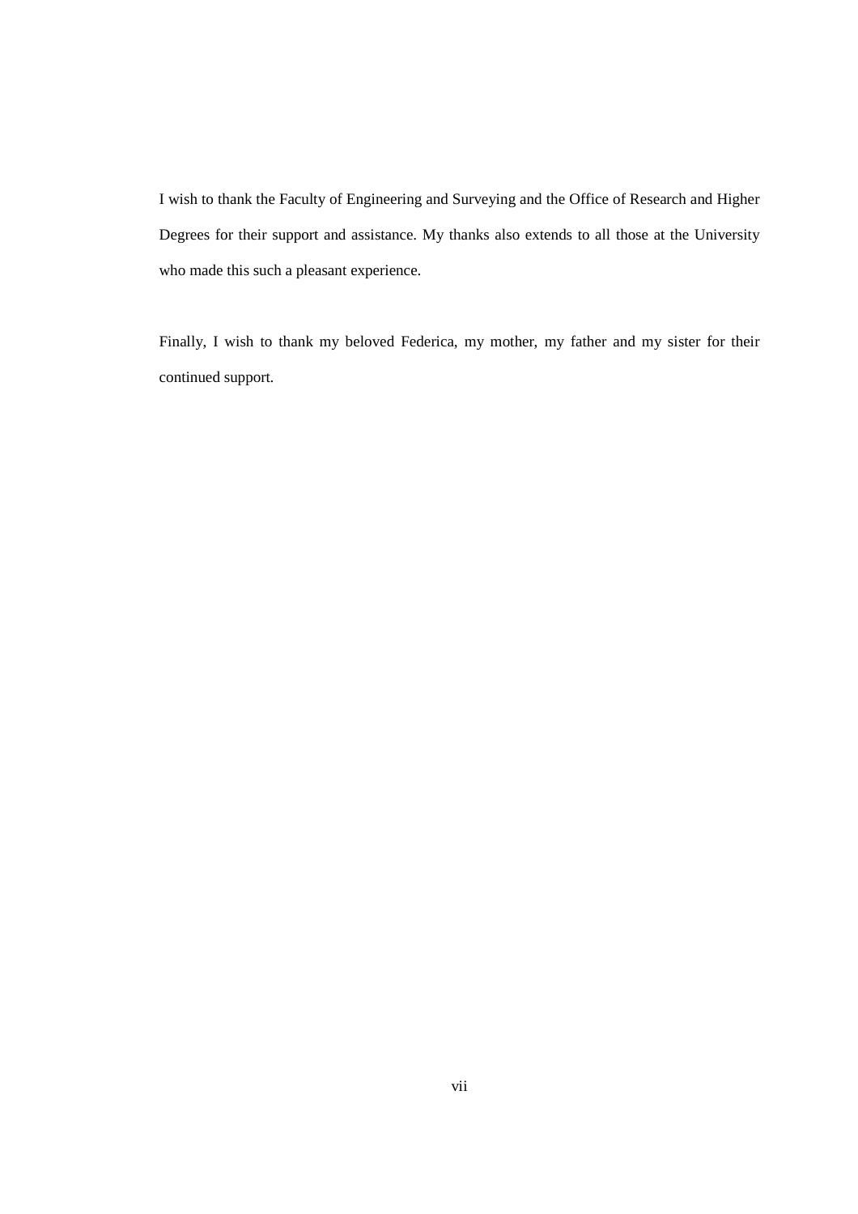I wish to thank the Faculty of Engineering and Surveying and the Office of Research and Higher Degrees for their support and assistance. My thanks also extends to all those at the University who made this such a pleasant experience.

Finally, I wish to thank my beloved Federica, my mother, my father and my sister for their continued support.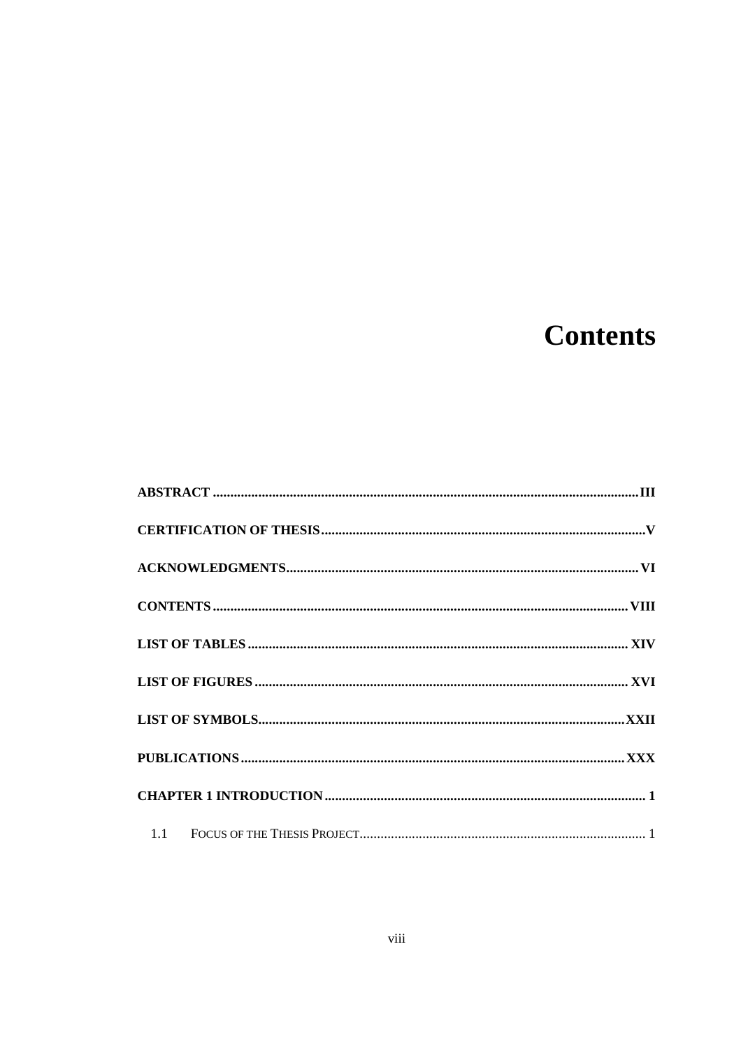# Contents

**ABSTRACT** ........................................................................................................................ **III**

**CERTIFICATION OF THESIS** ........................................................................................... **V**

**ACKNOWLEDGMENTS** .................................................................................................... **VI**

**CONTENTS** ...................................................................................................................... **VIII**

**LIST OF TABLES** ............................................................................................................ **XIV**

**LIST OF FIGURES** .......................................................................................................... **XVI**

**LIST OF SYMBOLS** ........................................................................................................ **XXII**

**PUBLICATIONS** ............................................................................................................. **XXX**

**CHAPTER 1 INTRODUCTION** ........................................................................................... **1**

1.1 FOCUS OF THE THESIS PROJECT ................................................................................. 1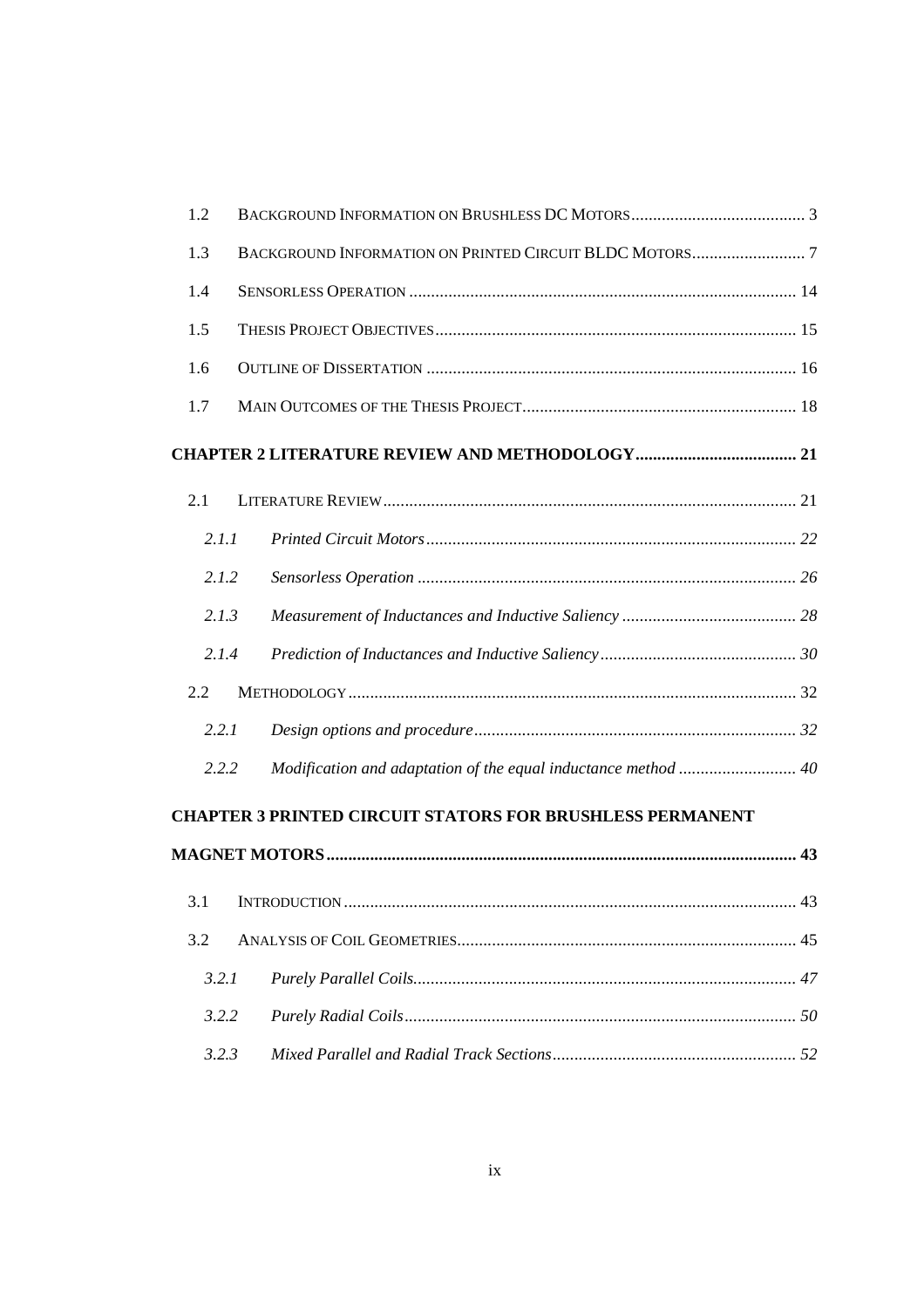1.2 BACKGROUND INFORMATION ON BRUSHLESS DC MOTORS ........................................ 3

1.3 BACKGROUND INFORMATION ON PRINTED CIRCUIT BLDC MOTORS .......................... 7

1.4 SENSORLESS OPERATION ........................................................................................ 14

1.5 THESIS PROJECT OBJECTIVES .................................................................................. 15

1.6 OUTLINE OF DISSERTATION .................................................................................... 16

1.7 MAIN OUTCOMES OF THE THESIS PROJECT .............................................................. 18

**CHAPTER 2 LITERATURE REVIEW AND METHODOLOGY ..................................... 21**

2.1 LITERATURE REVIEW .............................................................................................. 21

*2.1.1 Printed Circuit Motors .................................................................................... 22*

*2.1.2 Sensorless Operation ...................................................................................... 26*

*2.1.3 Measurement of Inductances and Inductive Saliency ........................................ 28*

*2.1.4 Prediction of Inductances and Inductive Saliency ............................................. 30*

2.2 METHODOLOGY ...................................................................................................... 32

*2.2.1 Design options and procedure .......................................................................... 32*

*2.2.2 Modification and adaptation of the equal inductance method ........................... 40*

**CHAPTER 3 PRINTED CIRCUIT STATORS FOR BRUSHLESS PERMANENT MAGNET MOTORS ........................................................................................................... 43**

3.1 INTRODUCTION ....................................................................................................... 43

3.2 ANALYSIS OF COIL GEOMETRIES ............................................................................. 45

*3.2.1 Purely Parallel Coils ....................................................................................... 47*

*3.2.2 Purely Radial Coils ......................................................................................... 50*

*3.2.3 Mixed Parallel and Radial Track Sections ........................................................ 52*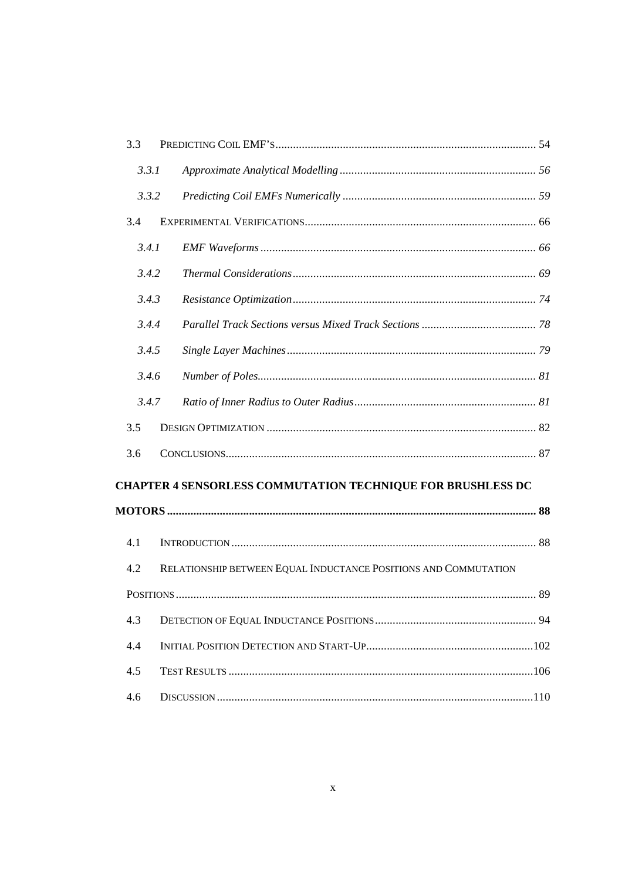3.3 PREDICTING COIL EMF'S ........ 54

*3.3.1 Approximate Analytical Modelling ........ 56*

*3.3.2 Predicting Coil EMFs Numerically ........ 59*

3.4 EXPERIMENTAL VERIFICATIONS ........ 66

*3.4.1 EMF Waveforms ........ 66*

*3.4.2 Thermal Considerations ........ 69*

*3.4.3 Resistance Optimization ........ 74*

*3.4.4 Parallel Track Sections versus Mixed Track Sections ........ 78*

*3.4.5 Single Layer Machines ........ 79*

*3.4.6 Number of Poles ........ 81*

*3.4.7 Ratio of Inner Radius to Outer Radius ........ 81*

3.5 DESIGN OPTIMIZATION ........ 82

3.6 CONCLUSIONS ........ 87

**CHAPTER 4 SENSORLESS COMMUTATION TECHNIQUE FOR BRUSHLESS DC MOTORS ........ 88**

4.1 INTRODUCTION ........ 88

4.2 RELATIONSHIP BETWEEN EQUAL INDUCTANCE POSITIONS AND COMMUTATION POSITIONS ........ 89

4.3 DETECTION OF EQUAL INDUCTANCE POSITIONS ........ 94

4.4 INITIAL POSITION DETECTION AND START-UP ........ 102

4.5 TEST RESULTS ........ 106

4.6 DISCUSSION ........ 110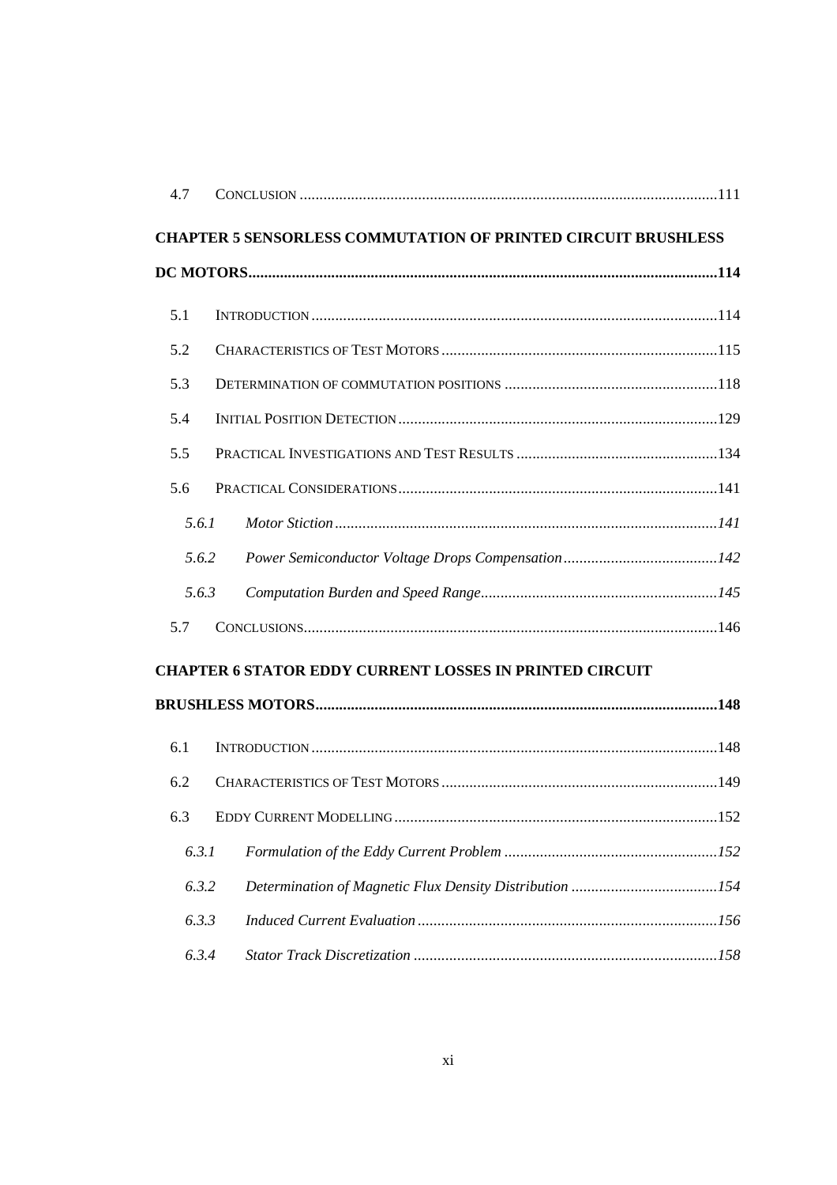4.7 CONCLUSION ............................................................................................................111

**CHAPTER 5 SENSORLESS COMMUTATION OF PRINTED CIRCUIT BRUSHLESS DC MOTORS...........................................................................................................................114**

5.1 INTRODUCTION ..........................................................................................................114

5.2 CHARACTERISTICS OF TEST MOTORS ...........................................................................115

5.3 DETERMINATION OF COMMUTATION POSITIONS ...........................................................118

5.4 INITIAL POSITION DETECTION .....................................................................................129

5.5 PRACTICAL INVESTIGATIONS AND TEST RESULTS ........................................................134

5.6 PRACTICAL CONSIDERATIONS .....................................................................................141

*5.6.1 Motor Stiction ...........................................................................................................141*

*5.6.2 Power Semiconductor Voltage Drops Compensation ....................................................142*

*5.6.3 Computation Burden and Speed Range.........................................................................145*

5.7 CONCLUSIONS.............................................................................................................146

**CHAPTER 6 STATOR EDDY CURRENT LOSSES IN PRINTED CIRCUIT BRUSHLESS MOTORS........................................................................................................................148**

6.1 INTRODUCTION ..........................................................................................................148

6.2 CHARACTERISTICS OF TEST MOTORS ...........................................................................149

6.3 EDDY CURRENT MODELLING .......................................................................................152

*6.3.1 Formulation of the Eddy Current Problem ..................................................................152*

*6.3.2 Determination of Magnetic Flux Density Distribution ..................................................154*

*6.3.3 Induced Current Evaluation .........................................................................................156*

*6.3.4 Stator Track Discretization ..........................................................................................158*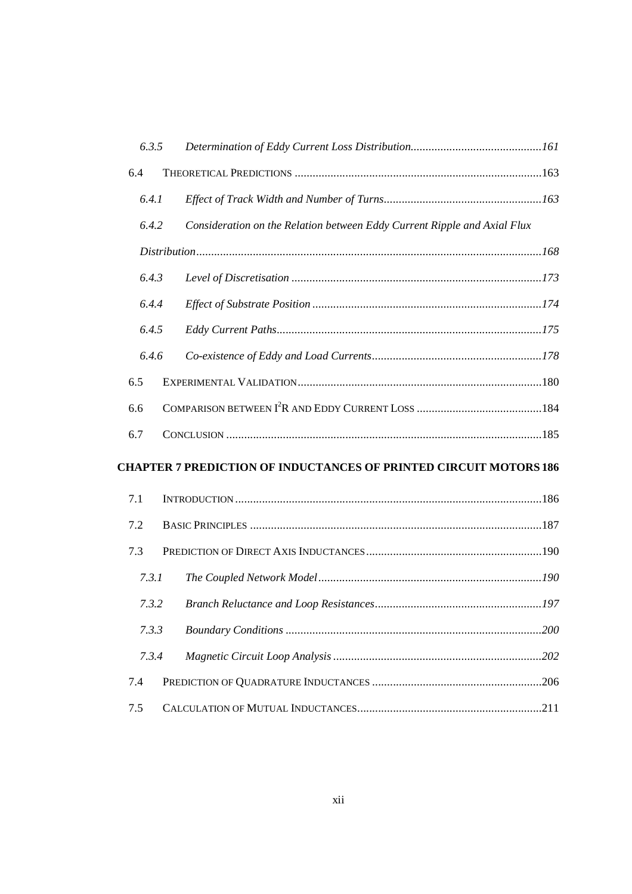*6.3.5 Determination of Eddy Current Loss Distribution............................................161*

6.4 THEORETICAL PREDICTIONS ..................................................................................163

*6.4.1 Effect of Track Width and Number of Turns.....................................................163*

*6.4.2 Consideration on the Relation between Eddy Current Ripple and Axial Flux Distribution..................................................................................................................168*

*6.4.3 Level of Discretisation ...................................................................................173*

*6.4.4 Effect of Substrate Position ............................................................................174*

*6.4.5 Eddy Current Paths........................................................................................175*

*6.4.6 Co-existence of Eddy and Load Currents.........................................................178*

6.5 EXPERIMENTAL VALIDATION.................................................................................180

6.6 COMPARISON BETWEEN $I^2R$ AND EDDY CURRENT LOSS ..........................................184

6.7 CONCLUSION .........................................................................................................185

**CHAPTER 7 PREDICTION OF INDUCTANCES OF PRINTED CIRCUIT MOTORS 186**

7.1 INTRODUCTION......................................................................................................186

7.2 BASIC PRINCIPLES .................................................................................................187

7.3 PREDICTION OF DIRECT AXIS INDUCTANCES...........................................................190

*7.3.1 The Coupled Network Model..........................................................................190*

*7.3.2 Branch Reluctance and Loop Resistances........................................................197*

*7.3.3 Boundary Conditions .....................................................................................200*

*7.3.4 Magnetic Circuit Loop Analysis .....................................................................202*

7.4 PREDICTION OF QUADRATURE INDUCTANCES .........................................................206

7.5 CALCULATION OF MUTUAL INDUCTANCES..............................................................211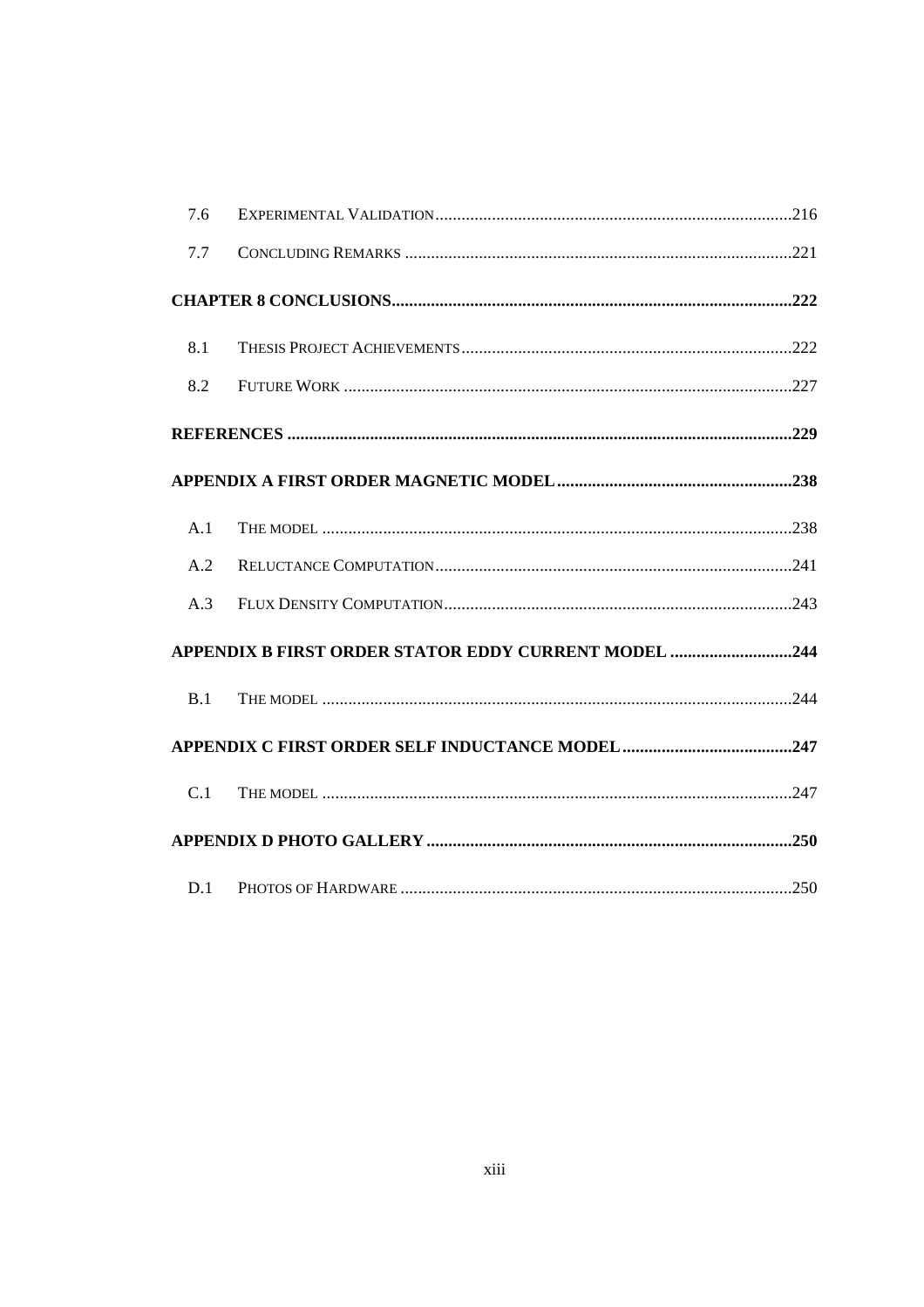| | | |
|---|---|---|
| 7.6 | EXPERIMENTAL VALIDATION | 216 |
| 7.7 | CONCLUDING REMARKS | 221 |
| **CHAPTER 8 CONCLUSIONS** | | **222** |
| 8.1 | THESIS PROJECT ACHIEVEMENTS | 222 |
| 8.2 | FUTURE WORK | 227 |
| **REFERENCES** | | **229** |
| **APPENDIX A FIRST ORDER MAGNETIC MODEL** | | **238** |
| A.1 | THE MODEL | 238 |
| A.2 | RELUCTANCE COMPUTATION | 241 |
| A.3 | FLUX DENSITY COMPUTATION | 243 |
| **APPENDIX B FIRST ORDER STATOR EDDY CURRENT MODEL** | | **244** |
| B.1 | THE MODEL | 244 |
| **APPENDIX C FIRST ORDER SELF INDUCTANCE MODEL** | | **247** |
| C.1 | THE MODEL | 247 |
| **APPENDIX D PHOTO GALLERY** | | **250** |
| D.1 | PHOTOS OF HARDWARE | 250 |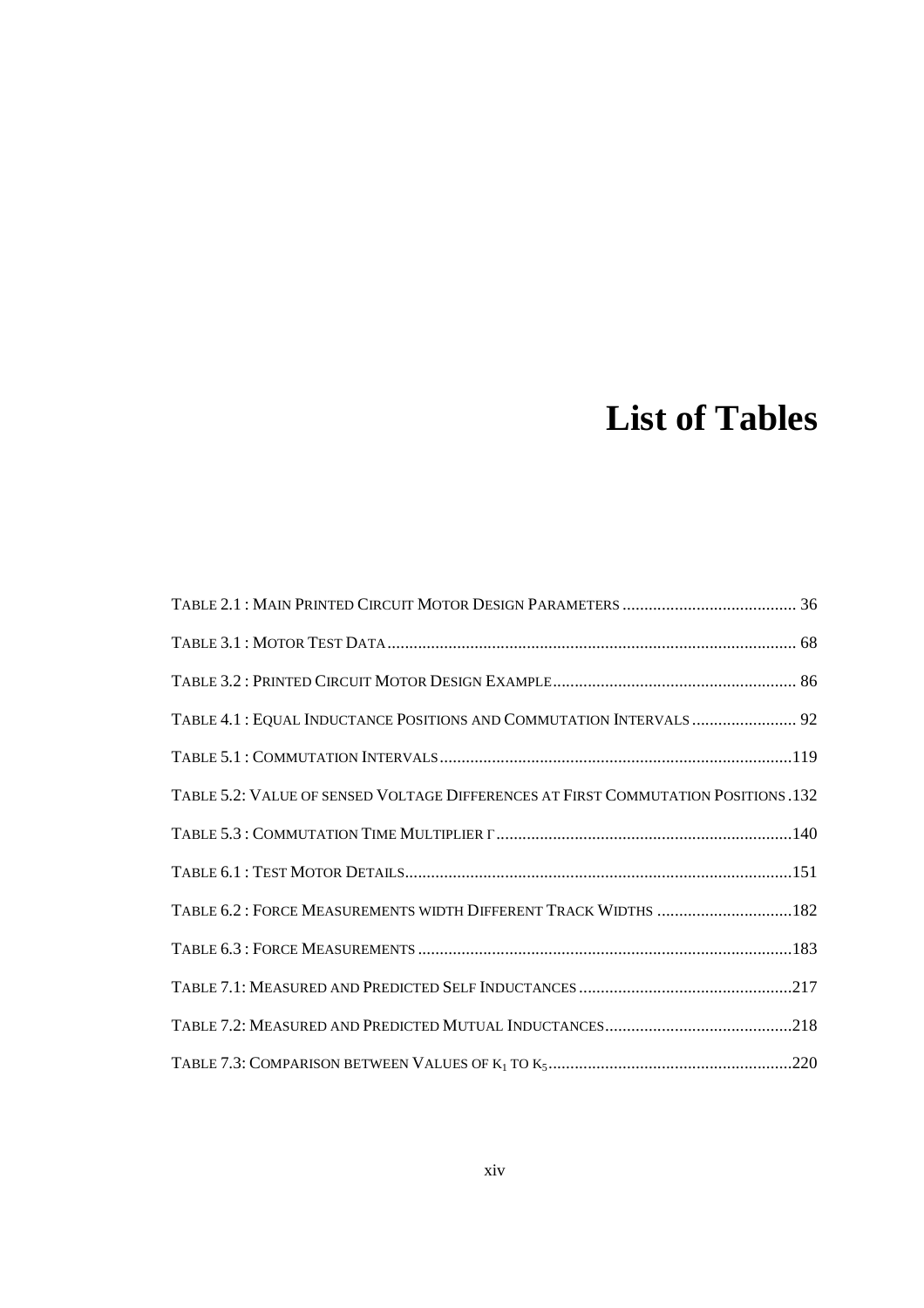# List of Tables

TABLE 2.1 : MAIN PRINTED CIRCUIT MOTOR DESIGN PARAMETERS ........................................ 36

TABLE 3.1 : MOTOR TEST DATA ............................................................................................. 68

TABLE 3.2 : PRINTED CIRCUIT MOTOR DESIGN EXAMPLE ........................................................ 86

TABLE 4.1 : EQUAL INDUCTANCE POSITIONS AND COMMUTATION INTERVALS ........................ 92

TABLE 5.1 : COMMUTATION INTERVALS .................................................................................119

TABLE 5.2: VALUE OF SENSED VOLTAGE DIFFERENCES AT FIRST COMMUTATION POSITIONS .132

TABLE 5.3 : COMMUTATION TIME MULTIPLIER Γ ....................................................................140

TABLE 6.1 : TEST MOTOR DETAILS .........................................................................................151

TABLE 6.2 : FORCE MEASUREMENTS WIDTH DIFFERENT TRACK WIDTHS ................................182

TABLE 6.3 : FORCE MEASUREMENTS ......................................................................................183

TABLE 7.1: MEASURED AND PREDICTED SELF INDUCTANCES .................................................217

TABLE 7.2: MEASURED AND PREDICTED MUTUAL INDUCTANCES ...........................................218

TABLE 7.3: COMPARISON BETWEEN VALUES OF $K_1$ TO $K_5$ ........................................................220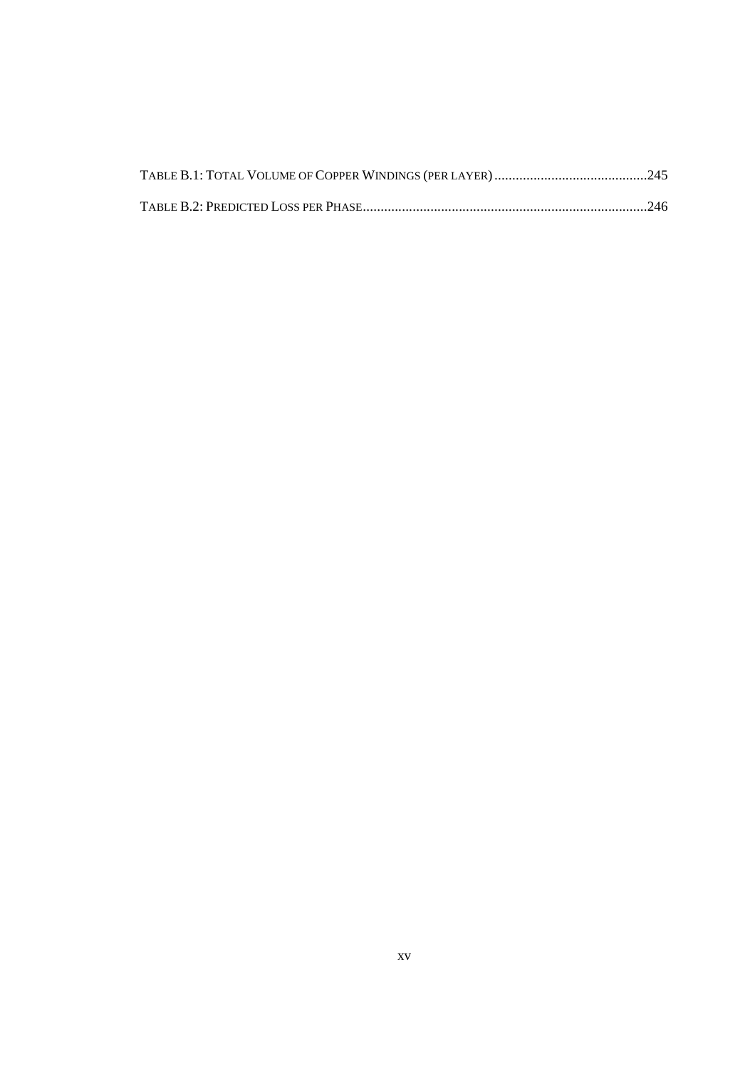TABLE B.1: TOTAL VOLUME OF COPPER WINDINGS (PER LAYER) ........................................... 245

TABLE B.2: PREDICTED LOSS PER PHASE ................................................................................ 246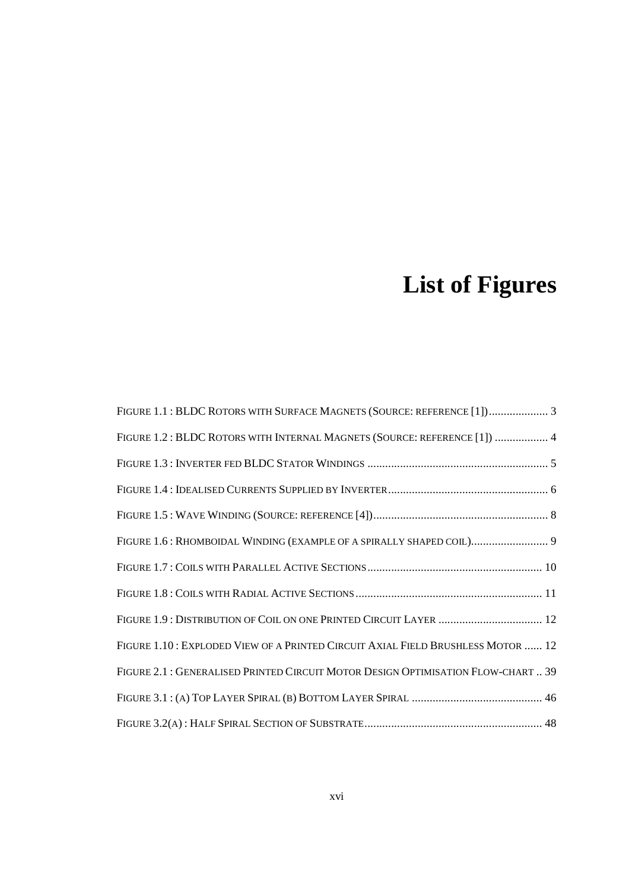# List of Figures

FIGURE 1.1 : BLDC ROTORS WITH SURFACE MAGNETS (SOURCE: REFERENCE [1]).................... 3

FIGURE 1.2 : BLDC ROTORS WITH INTERNAL MAGNETS (SOURCE: REFERENCE [1]) .................. 4

FIGURE 1.3 : INVERTER FED BLDC STATOR WINDINGS ............................................................ 5

FIGURE 1.4 : IDEALISED CURRENTS SUPPLIED BY INVERTER..................................................... 6

FIGURE 1.5 : WAVE WINDING (SOURCE: REFERENCE [4])........................................................... 8

FIGURE 1.6 : RHOMBOIDAL WINDING (EXAMPLE OF A SPIRALLY SHAPED COIL).......................... 9

FIGURE 1.7 : COILS WITH PARALLEL ACTIVE SECTIONS........................................................... 10

FIGURE 1.8 : COILS WITH RADIAL ACTIVE SECTIONS............................................................... 11

FIGURE 1.9 : DISTRIBUTION OF COIL ON ONE PRINTED CIRCUIT LAYER ................................... 12

FIGURE 1.10 : EXPLODED VIEW OF A PRINTED CIRCUIT AXIAL FIELD BRUSHLESS MOTOR ...... 12

FIGURE 2.1 : GENERALISED PRINTED CIRCUIT MOTOR DESIGN OPTIMISATION FLOW-CHART .. 39

FIGURE 3.1 : (A) TOP LAYER SPIRAL (B) BOTTOM LAYER SPIRAL ............................................ 46

FIGURE 3.2(A) : HALF SPIRAL SECTION OF SUBSTRATE............................................................ 48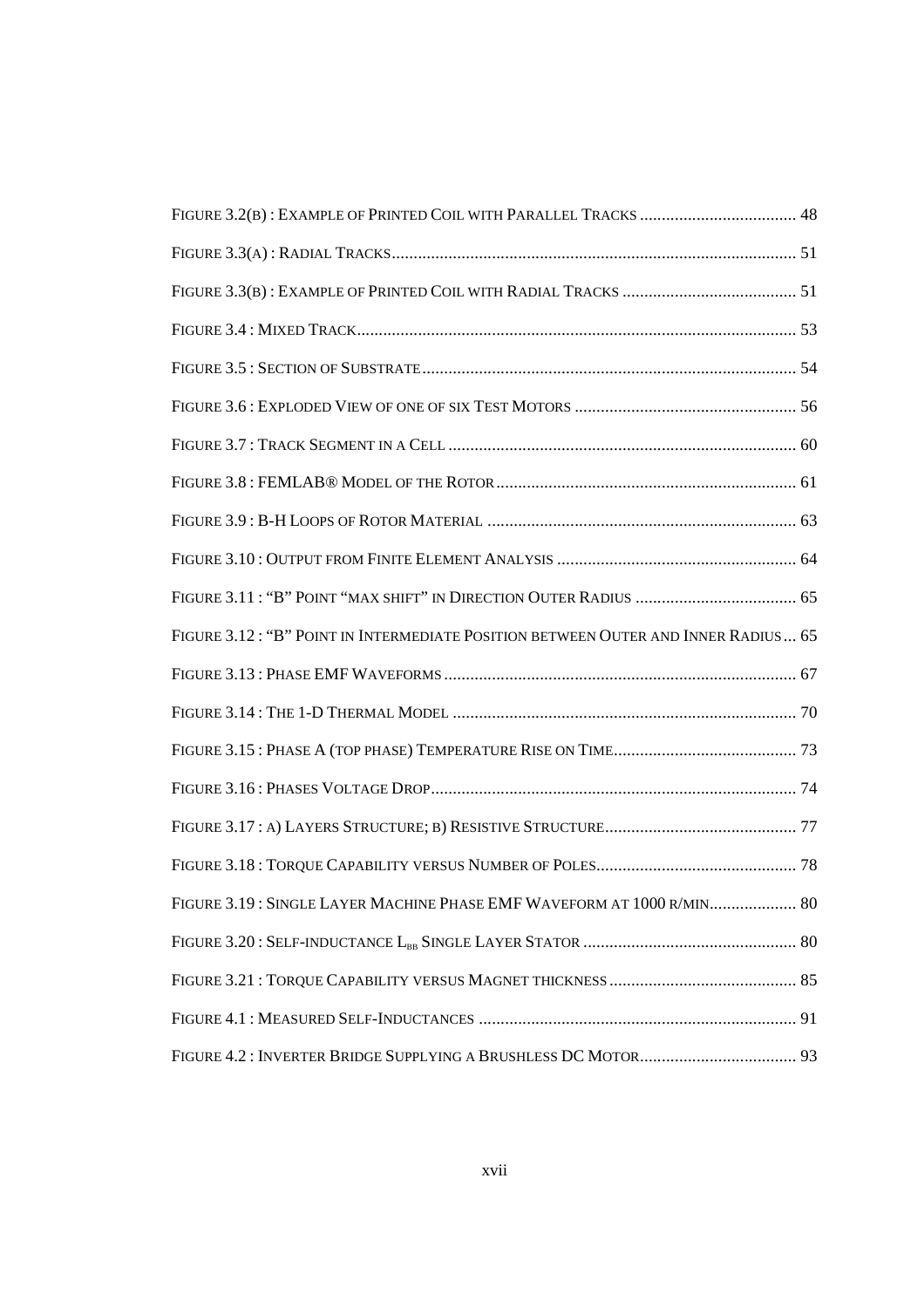FIGURE 3.2(B) : EXAMPLE OF PRINTED COIL WITH PARALLEL TRACKS .................................... 48

FIGURE 3.3(A) : RADIAL TRACKS............................................................................................ 51

FIGURE 3.3(B) : EXAMPLE OF PRINTED COIL WITH RADIAL TRACKS ........................................ 51

FIGURE 3.4 : MIXED TRACK.................................................................................................... 53

FIGURE 3.5 : SECTION OF SUBSTRATE..................................................................................... 54

FIGURE 3.6 : EXPLODED VIEW OF ONE OF SIX TEST MOTORS ................................................... 56

FIGURE 3.7 : TRACK SEGMENT IN A CELL ................................................................................ 60

FIGURE 3.8 : FEMLAB® MODEL OF THE ROTOR ..................................................................... 61

FIGURE 3.9 : B-H LOOPS OF ROTOR MATERIAL ....................................................................... 63

FIGURE 3.10 : OUTPUT FROM FINITE ELEMENT ANALYSIS ....................................................... 64

FIGURE 3.11 : "B" POINT "MAX SHIFT" IN DIRECTION OUTER RADIUS ..................................... 65

FIGURE 3.12 : "B" POINT IN INTERMEDIATE POSITION BETWEEN OUTER AND INNER RADIUS ... 65

FIGURE 3.13 : PHASE EMF WAVEFORMS ................................................................................. 67

FIGURE 3.14 : THE 1-D THERMAL MODEL ............................................................................... 70

FIGURE 3.15 : PHASE A (TOP PHASE) TEMPERATURE RISE ON TIME.......................................... 73

FIGURE 3.16 : PHASES VOLTAGE DROP.................................................................................... 74

FIGURE 3.17 : A) LAYERS STRUCTURE; B) RESISTIVE STRUCTURE............................................ 77

FIGURE 3.18 : TORQUE CAPABILITY VERSUS NUMBER OF POLES.............................................. 78

FIGURE 3.19 : SINGLE LAYER MACHINE PHASE EMF WAVEFORM AT 1000 R/MIN.................... 80

FIGURE 3.20 : SELF-INDUCTANCE $L_{BB}$ SINGLE LAYER STATOR ................................................. 80

FIGURE 3.21 : TORQUE CAPABILITY VERSUS MAGNET THICKNESS ........................................... 85

FIGURE 4.1 : MEASURED SELF-INDUCTANCES ......................................................................... 91

FIGURE 4.2 : INVERTER BRIDGE SUPPLYING A BRUSHLESS DC MOTOR.................................... 93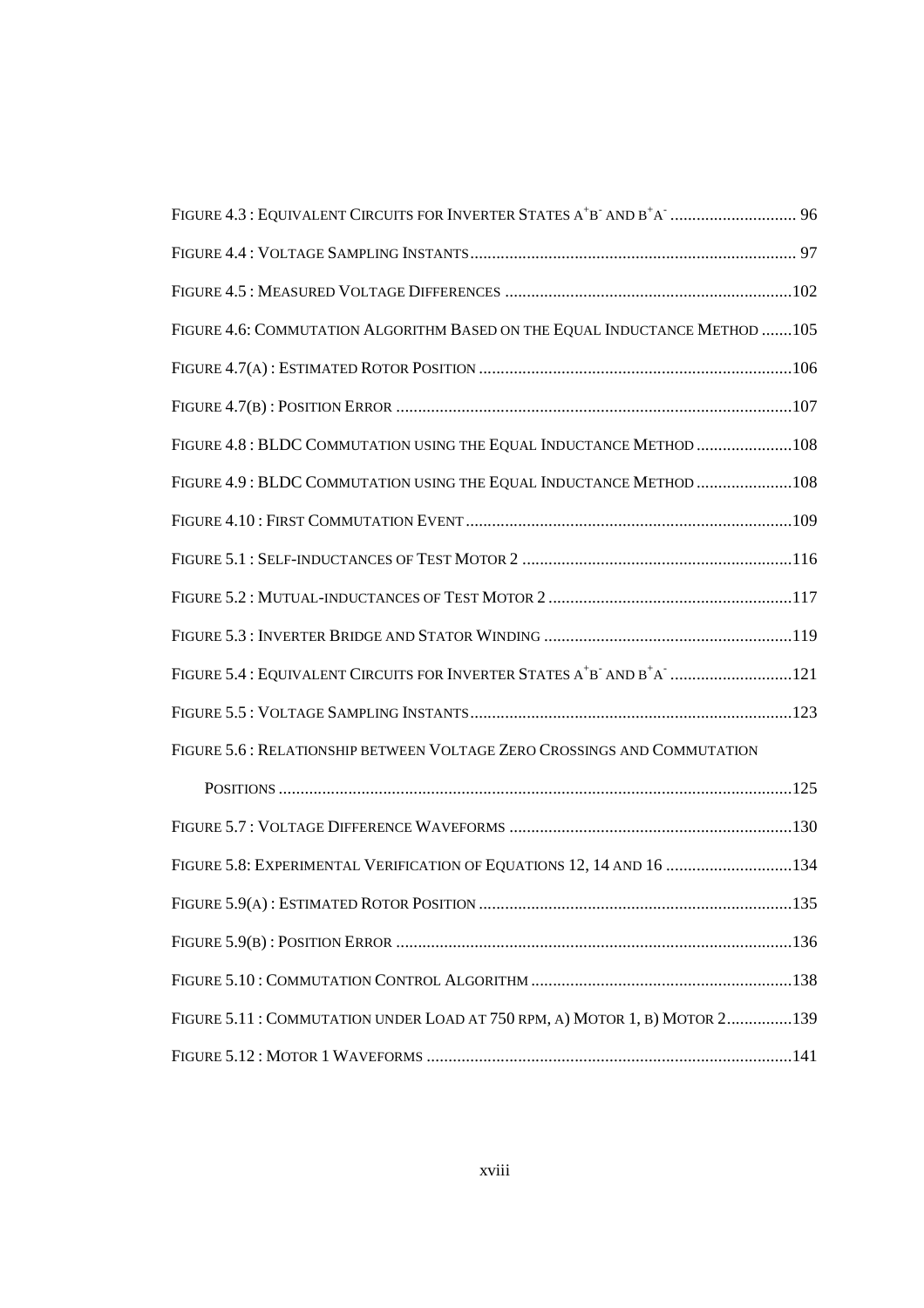FIGURE 4.3 : EQUIVALENT CIRCUITS FOR INVERTER STATES $A^+B^-$ AND $B^+A^-$ ............................ 96

FIGURE 4.4 : VOLTAGE SAMPLING INSTANTS.......................................................................... 97

FIGURE 4.5 : MEASURED VOLTAGE DIFFERENCES .................................................................102

FIGURE 4.6: COMMUTATION ALGORITHM BASED ON THE EQUAL INDUCTANCE METHOD .......105

FIGURE 4.7(A) : ESTIMATED ROTOR POSITION .......................................................................106

FIGURE 4.7(B) : POSITION ERROR ..........................................................................................107

FIGURE 4.8 : BLDC COMMUTATION USING THE EQUAL INDUCTANCE METHOD ......................108

FIGURE 4.9 : BLDC COMMUTATION USING THE EQUAL INDUCTANCE METHOD ......................108

FIGURE 4.10 : FIRST COMMUTATION EVENT ..........................................................................109

FIGURE 5.1 : SELF-INDUCTANCES OF TEST MOTOR 2 .............................................................116

FIGURE 5.2 : MUTUAL-INDUCTANCES OF TEST MOTOR 2 ........................................................117

FIGURE 5.3 : INVERTER BRIDGE AND STATOR WINDING .........................................................119

FIGURE 5.4 : EQUIVALENT CIRCUITS FOR INVERTER STATES $A^+B^-$ AND $B^+A^-$ ............................121

FIGURE 5.5 : VOLTAGE SAMPLING INSTANTS..........................................................................123

FIGURE 5.6 : RELATIONSHIP BETWEEN VOLTAGE ZERO CROSSINGS AND COMMUTATION POSITIONS ....................................................................................................................125

FIGURE 5.7 : VOLTAGE DIFFERENCE WAVEFORMS .................................................................130

FIGURE 5.8: EXPERIMENTAL VERIFICATION OF EQUATIONS 12, 14 AND 16 ............................134

FIGURE 5.9(A) : ESTIMATED ROTOR POSITION .......................................................................135

FIGURE 5.9(B) : POSITION ERROR ..........................................................................................136

FIGURE 5.10 : COMMUTATION CONTROL ALGORITHM ............................................................138

FIGURE 5.11 : COMMUTATION UNDER LOAD AT 750 RPM, A) MOTOR 1, B) MOTOR 2...............139

FIGURE 5.12 : MOTOR 1 WAVEFORMS ....................................................................................141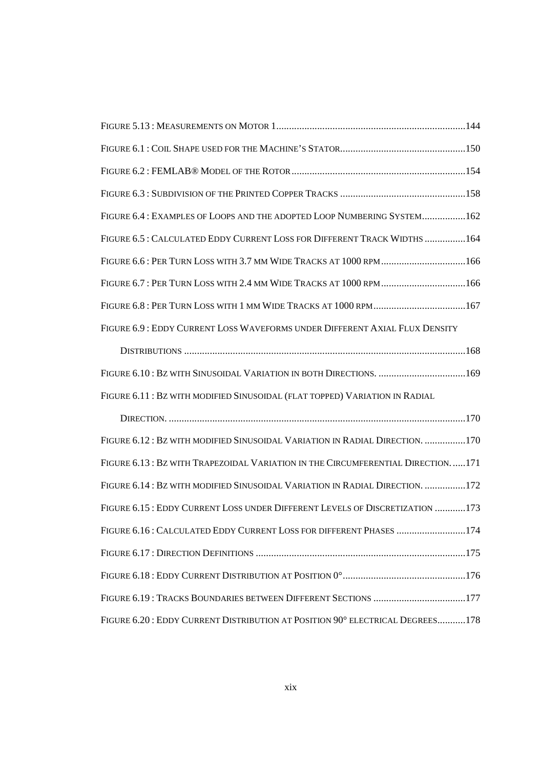Figure 5.13 : Measurements on Motor 1 ........................................................................144

Figure 6.1 : Coil Shape used for the Machine's Stator...............................................150

Figure 6.2 : FEMLAB® Model of the Rotor ...............................................................154

Figure 6.3 : Subdivision of the Printed Copper Tracks ...............................................158

Figure 6.4 : Examples of Loops and the adopted Loop Numbering System.................162

Figure 6.5 : Calculated Eddy Current Loss for Different Track Widths ................164

Figure 6.6 : Per Turn Loss with 3.7 mm Wide Tracks at 1000 rpm .................................166

Figure 6.7 : Per Turn Loss with 2.4 mm Wide Tracks at 1000 rpm .................................166

Figure 6.8 : Per Turn Loss with 1 mm Wide Tracks at 1000 rpm ....................................167

Figure 6.9 : Eddy Current Loss Waveforms under Different Axial Flux Density Distributions ...........................................................................................................168

Figure 6.10 : Bz with Sinusoidal Variation in both Directions. ..................................169

Figure 6.11 : Bz with modified Sinusoidal (flat topped) Variation in Radial Direction. .................................................................................................................170

Figure 6.12 : Bz with modified Sinusoidal Variation in Radial Direction. ................170

Figure 6.13 : Bz with Trapezoidal Variation in the Circumferential Direction. .....171

Figure 6.14 : Bz with modified Sinusoidal Variation in Radial Direction. ................172

Figure 6.15 : Eddy Current Loss under Different Levels of Discretization ............173

Figure 6.16 : Calculated Eddy Current Loss for different Phases ...........................174

Figure 6.17 : Direction Definitions ...........................................................................175

Figure 6.18 : Eddy Current Distribution at Position 0°................................................176

Figure 6.19 : Tracks Boundaries between Different Sections ...................................177

Figure 6.20 : Eddy Current Distribution at Position 90° electrical Degrees...........178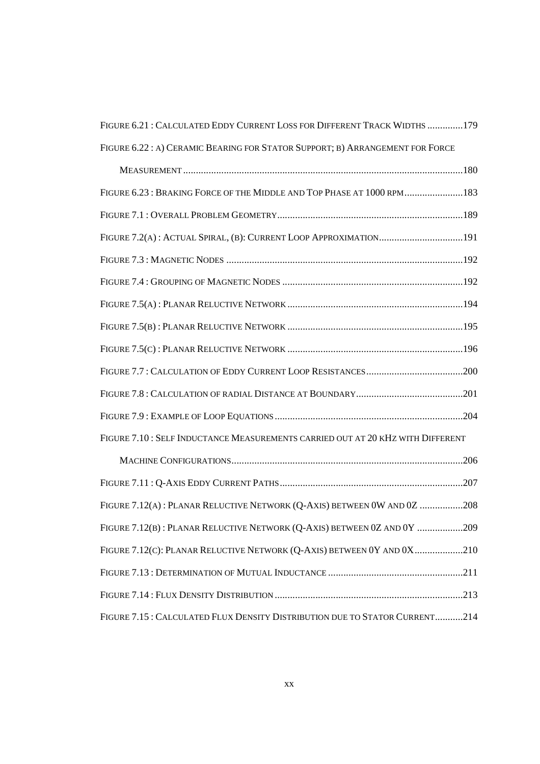FIGURE 6.21 : CALCULATED EDDY CURRENT LOSS FOR DIFFERENT TRACK WIDTHS ..............179

FIGURE 6.22 : A) CERAMIC BEARING FOR STATOR SUPPORT; B) ARRANGEMENT FOR FORCE MEASUREMENT.............................................................................................................180

FIGURE 6.23 : BRAKING FORCE OF THE MIDDLE AND TOP PHASE AT 1000 RPM.......................183

FIGURE 7.1 : OVERALL PROBLEM GEOMETRY.........................................................................189

FIGURE 7.2(A) : ACTUAL SPIRAL, (B): CURRENT LOOP APPROXIMATION.................................191

FIGURE 7.3 : MAGNETIC NODES ............................................................................................192

FIGURE 7.4 : GROUPING OF MAGNETIC NODES .......................................................................192

FIGURE 7.5(A) : PLANAR RELUCTIVE NETWORK .....................................................................194

FIGURE 7.5(B) : PLANAR RELUCTIVE NETWORK .....................................................................195

FIGURE 7.5(C) : PLANAR RELUCTIVE NETWORK .....................................................................196

FIGURE 7.7 : CALCULATION OF EDDY CURRENT LOOP RESISTANCES......................................200

FIGURE 7.8 : CALCULATION OF RADIAL DISTANCE AT BOUNDARY..........................................201

FIGURE 7.9 : EXAMPLE OF LOOP EQUATIONS ..........................................................................204

FIGURE 7.10 : SELF INDUCTANCE MEASUREMENTS CARRIED OUT AT 20 KHZ WITH DIFFERENT MACHINE CONFIGURATIONS...........................................................................................206

FIGURE 7.11 : Q-AXIS EDDY CURRENT PATHS........................................................................207

FIGURE 7.12(A) : PLANAR RELUCTIVE NETWORK (Q-AXIS) BETWEEN 0W AND 0Z .................208

FIGURE 7.12(B) : PLANAR RELUCTIVE NETWORK (Q-AXIS) BETWEEN 0Z AND 0Y ..................209

FIGURE 7.12(C): PLANAR RELUCTIVE NETWORK (Q-AXIS) BETWEEN 0Y AND 0X...................210

FIGURE 7.13 : DETERMINATION OF MUTUAL INDUCTANCE .....................................................211

FIGURE 7.14 : FLUX DENSITY DISTRIBUTION ..........................................................................213

FIGURE 7.15 : CALCULATED FLUX DENSITY DISTRIBUTION DUE TO STATOR CURRENT...........214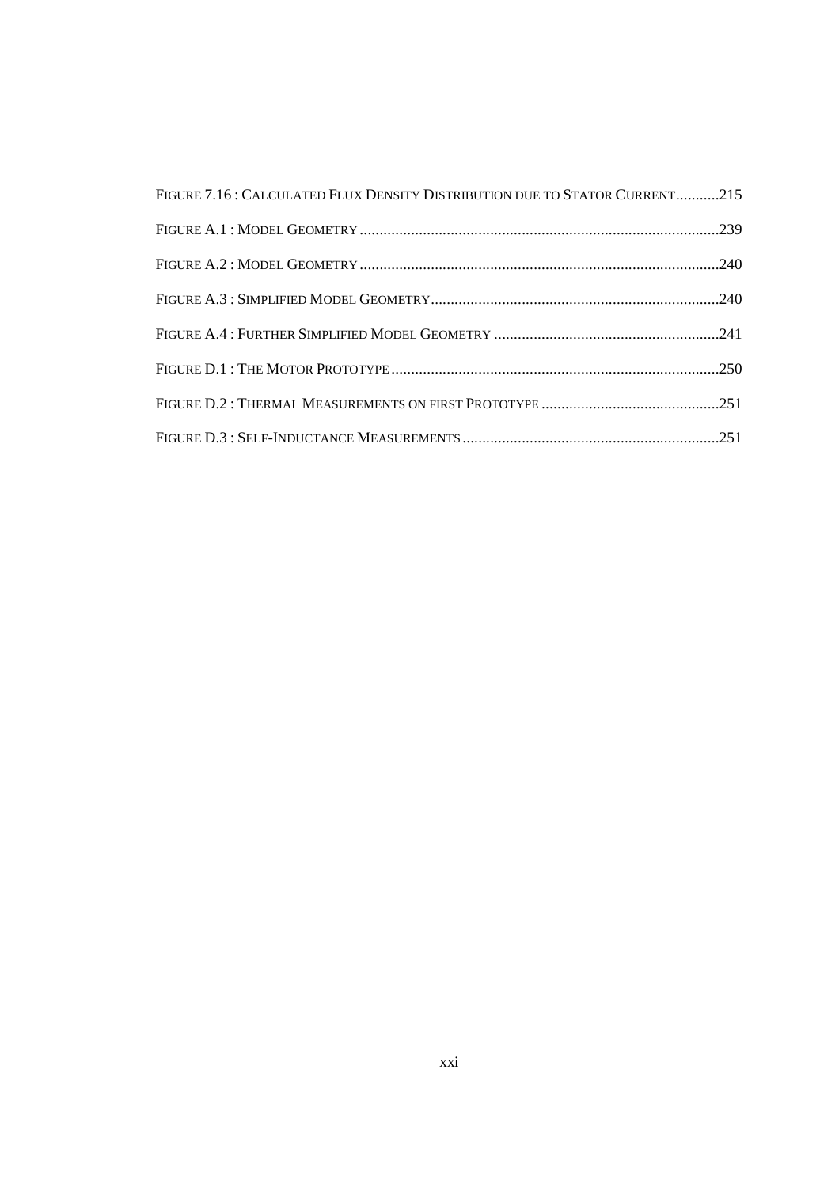FIGURE 7.16 : CALCULATED FLUX DENSITY DISTRIBUTION DUE TO STATOR CURRENT...........215

FIGURE A.1 : MODEL GEOMETRY..........................................................................................239

FIGURE A.2 : MODEL GEOMETRY..........................................................................................240

FIGURE A.3 : SIMPLIFIED MODEL GEOMETRY........................................................................240

FIGURE A.4 : FURTHER SIMPLIFIED MODEL GEOMETRY .........................................................241

FIGURE D.1 : THE MOTOR PROTOTYPE...................................................................................250

FIGURE D.2 : THERMAL MEASUREMENTS ON FIRST PROTOTYPE .............................................251

FIGURE D.3 : SELF-INDUCTANCE MEASUREMENTS.................................................................251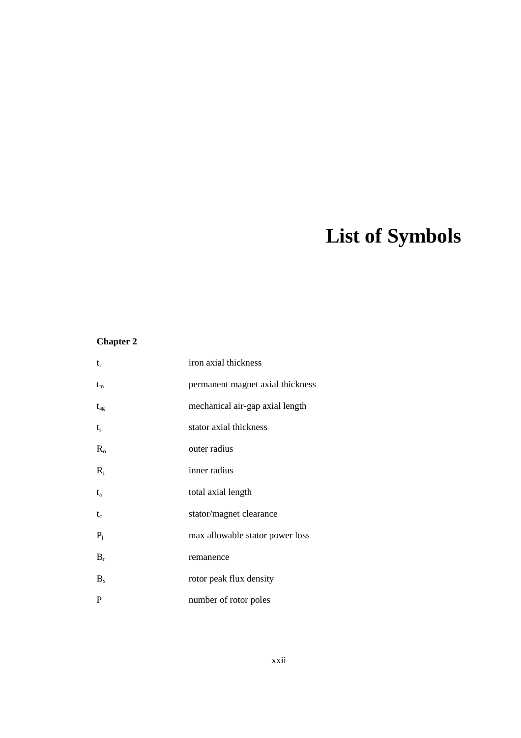# List of Symbols

**Chapter 2**

| Symbol | Description |
|---|---|
| $t_i$ | iron axial thickness |
| $t_m$ | permanent magnet axial thickness |
| $t_{ag}$ | mechanical air-gap axial length |
| $t_s$ | stator axial thickness |
| $R_o$ | outer radius |
| $R_i$ | inner radius |
| $t_a$ | total axial length |
| $t_c$ | stator/magnet clearance |
| $P_l$ | max allowable stator power loss |
| $B_r$ | remanence |
| $B_s$ | rotor peak flux density |
| $P$ | number of rotor poles |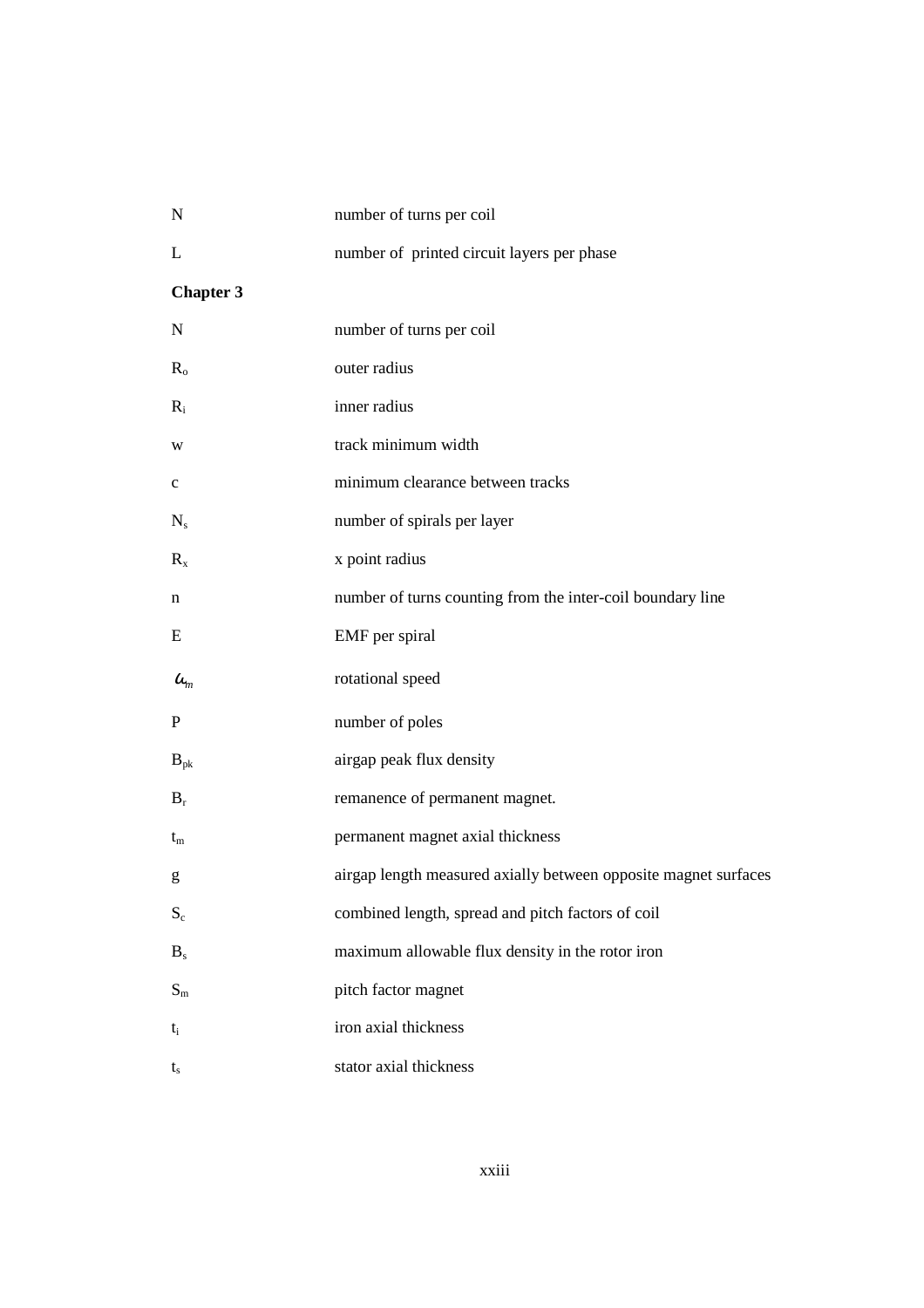| | |
|---|---|
| $N$ | number of turns per coil |
| $L$ | number of printed circuit layers per phase |

**Chapter 3**

| | |
|---|---|
| $N$ | number of turns per coil |
| $R_o$ | outer radius |
| $R_i$ | inner radius |
| $w$ | track minimum width |
| $c$ | minimum clearance between tracks |
| $N_s$ | number of spirals per layer |
| $R_x$ | x point radius |
| $n$ | number of turns counting from the inter-coil boundary line |
| $E$ | EMF per spiral |
| $\omega_m$ | rotational speed |
| $P$ | number of poles |
| $B_{pk}$ | airgap peak flux density |
| $B_r$ | remanence of permanent magnet. |
| $t_m$ | permanent magnet axial thickness |
| $g$ | airgap length measured axially between opposite magnet surfaces |
| $S_c$ | combined length, spread and pitch factors of coil |
| $B_s$ | maximum allowable flux density in the rotor iron |
| $S_m$ | pitch factor magnet |
| $t_i$ | iron axial thickness |
| $t_s$ | stator axial thickness |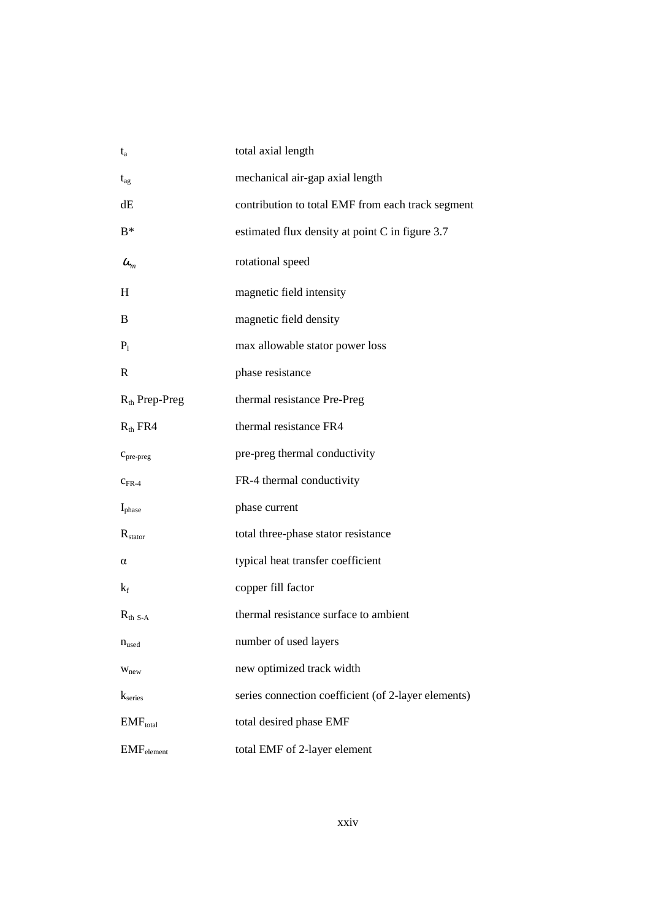| | |
|---|---|
| $t_a$ | total axial length |
| $t_{ag}$ | mechanical air-gap axial length |
| dE | contribution to total EMF from each track segment |
| B* | estimated flux density at point C in figure 3.7 |
| $\omega_m$ | rotational speed |
| H | magnetic field intensity |
| B | magnetic field density |
| $P_l$ | max allowable stator power loss |
| R | phase resistance |
| $R_{th}$ Prep-Preg | thermal resistance Pre-Preg |
| $R_{th}$ FR4 | thermal resistance FR4 |
| $c_{pre\text{-}preg}$ | pre-preg thermal conductivity |
| $c_{FR\text{-}4}$ | FR-4 thermal conductivity |
| $I_{phase}$ | phase current |
| $R_{stator}$ | total three-phase stator resistance |
| $\alpha$ | typical heat transfer coefficient |
| $k_f$ | copper fill factor |
| $R_{th\ S\text{-}A}$ | thermal resistance surface to ambient |
| $n_{used}$ | number of used layers |
| $w_{new}$ | new optimized track width |
| $k_{series}$ | series connection coefficient (of 2-layer elements) |
| $EMF_{total}$ | total desired phase EMF |
| $EMF_{element}$ | total EMF of 2-layer element |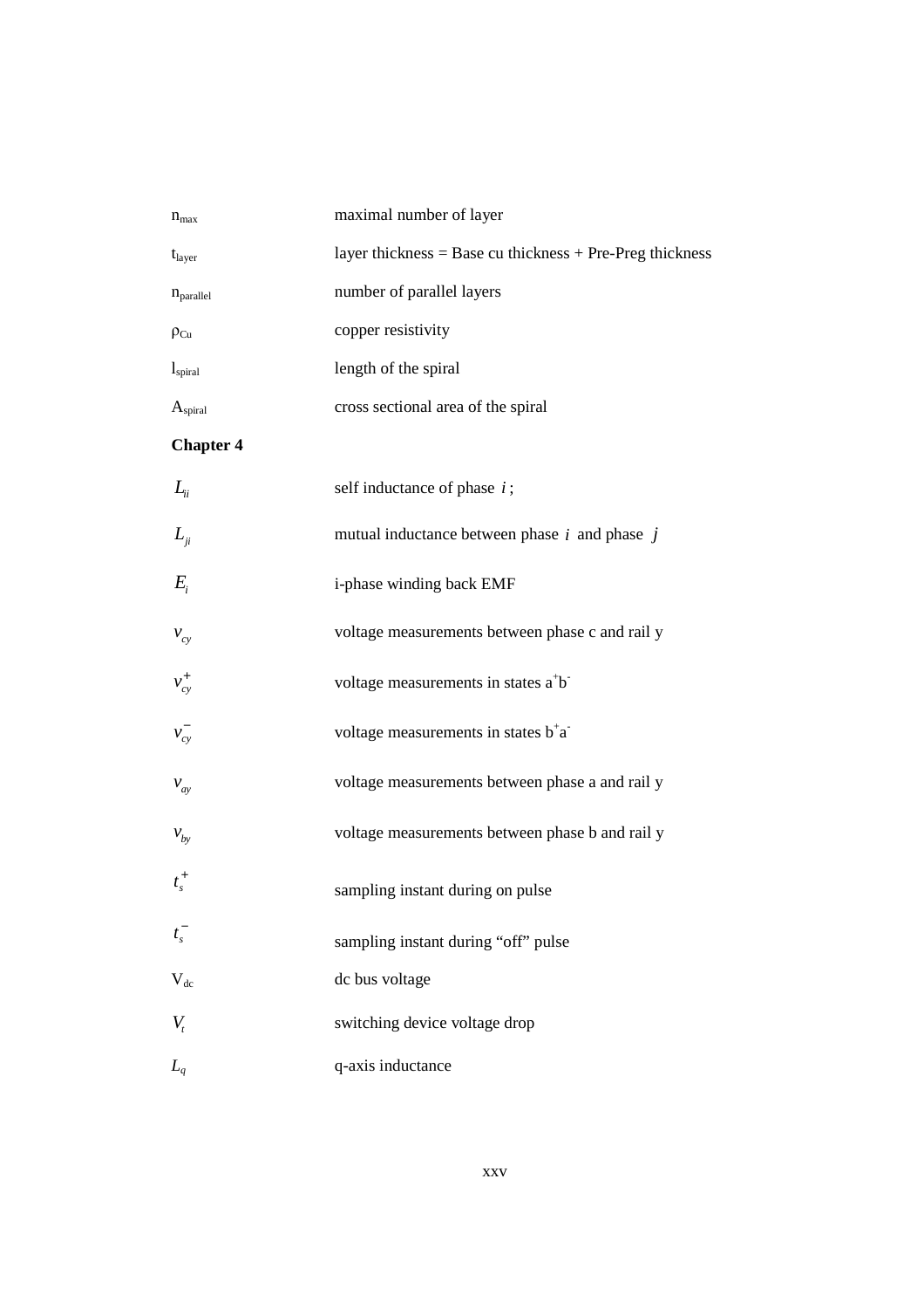| | |
|---|---|
| $n_{max}$ | maximal number of layer |
| $t_{layer}$ | layer thickness = Base cu thickness + Pre-Preg thickness |
| $n_{parallel}$ | number of parallel layers |
| $\rho_{Cu}$ | copper resistivity |
| $l_{spiral}$ | length of the spiral |
| $A_{spiral}$ | cross sectional area of the spiral |

**Chapter 4**

| | |
|---|---|
| $L_{ii}$ | self inductance of phase $i$ ; |
| $L_{ji}$ | mutual inductance between phase $i$ and phase $j$ |
| $E_i$ | i-phase winding back EMF |
| $v_{cy}$ | voltage measurements between phase c and rail y |
| $v_{cy}^{+}$ | voltage measurements in states $a^{+}b^{-}$ |
| $v_{cy}^{-}$ | voltage measurements in states $b^{+}a^{-}$ |
| $v_{ay}$ | voltage measurements between phase a and rail y |
| $v_{by}$ | voltage measurements between phase b and rail y |
| $t_s^{+}$ | sampling instant during on pulse |
| $t_s^{-}$ | sampling instant during "off" pulse |
| $V_{dc}$ | dc bus voltage |
| $V_t$ | switching device voltage drop |
| $L_q$ | q-axis inductance |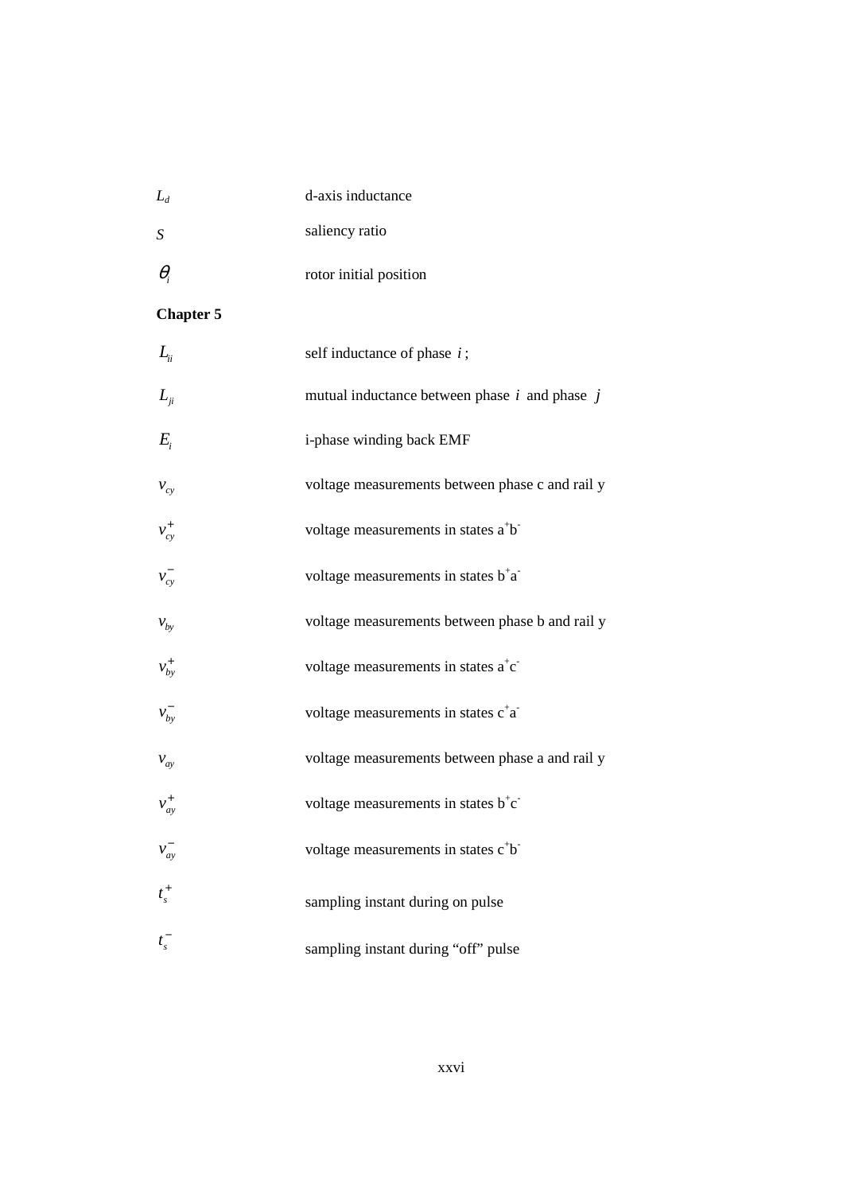| | |
|---|---|
| $L_d$ | d-axis inductance |
| $S$ | saliency ratio |
| $\theta_i$ | rotor initial position |

**Chapter 5**

| | |
|---|---|
| $L_{ii}$ | self inductance of phase $i$; |
| $L_{ji}$ | mutual inductance between phase $i$ and phase $j$ |
| $E_i$ | i-phase winding back EMF |
| $v_{cy}$ | voltage measurements between phase c and rail y |
| $v_{cy}^{+}$ | voltage measurements in states $a^{+}b^{-}$ |
| $v_{cy}^{-}$ | voltage measurements in states $b^{+}a^{-}$ |
| $v_{by}$ | voltage measurements between phase b and rail y |
| $v_{by}^{+}$ | voltage measurements in states $a^{+}c^{-}$ |
| $v_{by}^{-}$ | voltage measurements in states $c^{+}a^{-}$ |
| $v_{ay}$ | voltage measurements between phase a and rail y |
| $v_{ay}^{+}$ | voltage measurements in states $b^{+}c^{-}$ |
| $v_{ay}^{-}$ | voltage measurements in states $c^{+}b^{-}$ |
| $t_s^{+}$ | sampling instant during on pulse |
| $t_s^{-}$ | sampling instant during “off” pulse |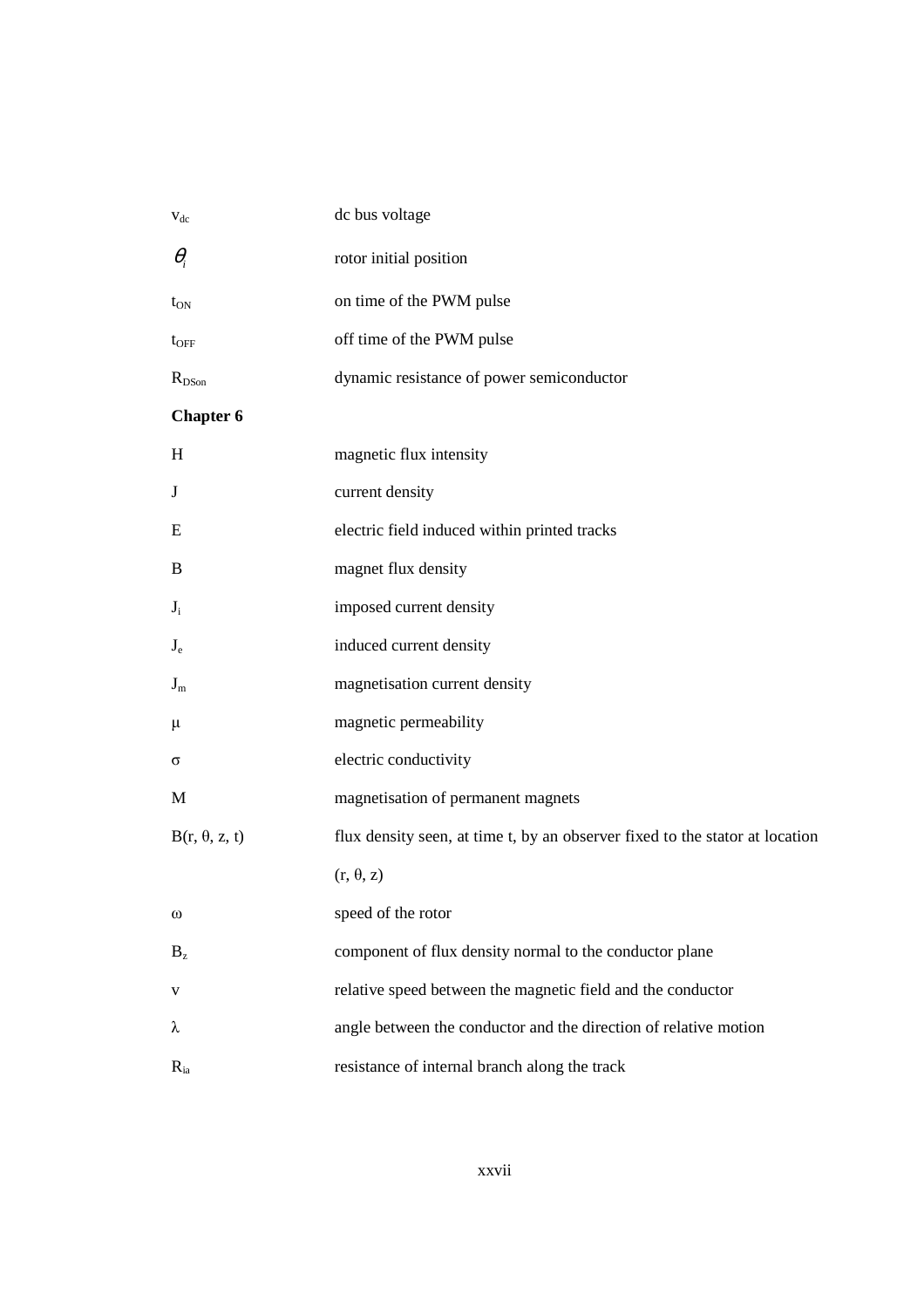| | |
|---|---|
| $v_{dc}$ | dc bus voltage |
| $\theta_i$ | rotor initial position |
| $t_{ON}$ | on time of the PWM pulse |
| $t_{OFF}$ | off time of the PWM pulse |
| $R_{DSon}$ | dynamic resistance of power semiconductor |

**Chapter 6**

| | |
|---|---|
| H | magnetic flux intensity |
| J | current density |
| E | electric field induced within printed tracks |
| B | magnet flux density |
| $J_i$ | imposed current density |
| $J_e$ | induced current density |
| $J_m$ | magnetisation current density |
| $\mu$ | magnetic permeability |
| $\sigma$ | electric conductivity |
| M | magnetisation of permanent magnets |
| $B(r, \theta, z, t)$ | flux density seen, at time t, by an observer fixed to the stator at location $(r, \theta, z)$ |
| $\omega$ | speed of the rotor |
| $B_z$ | component of flux density normal to the conductor plane |
| v | relative speed between the magnetic field and the conductor |
| $\lambda$ | angle between the conductor and the direction of relative motion |
| $R_{ia}$ | resistance of internal branch along the track |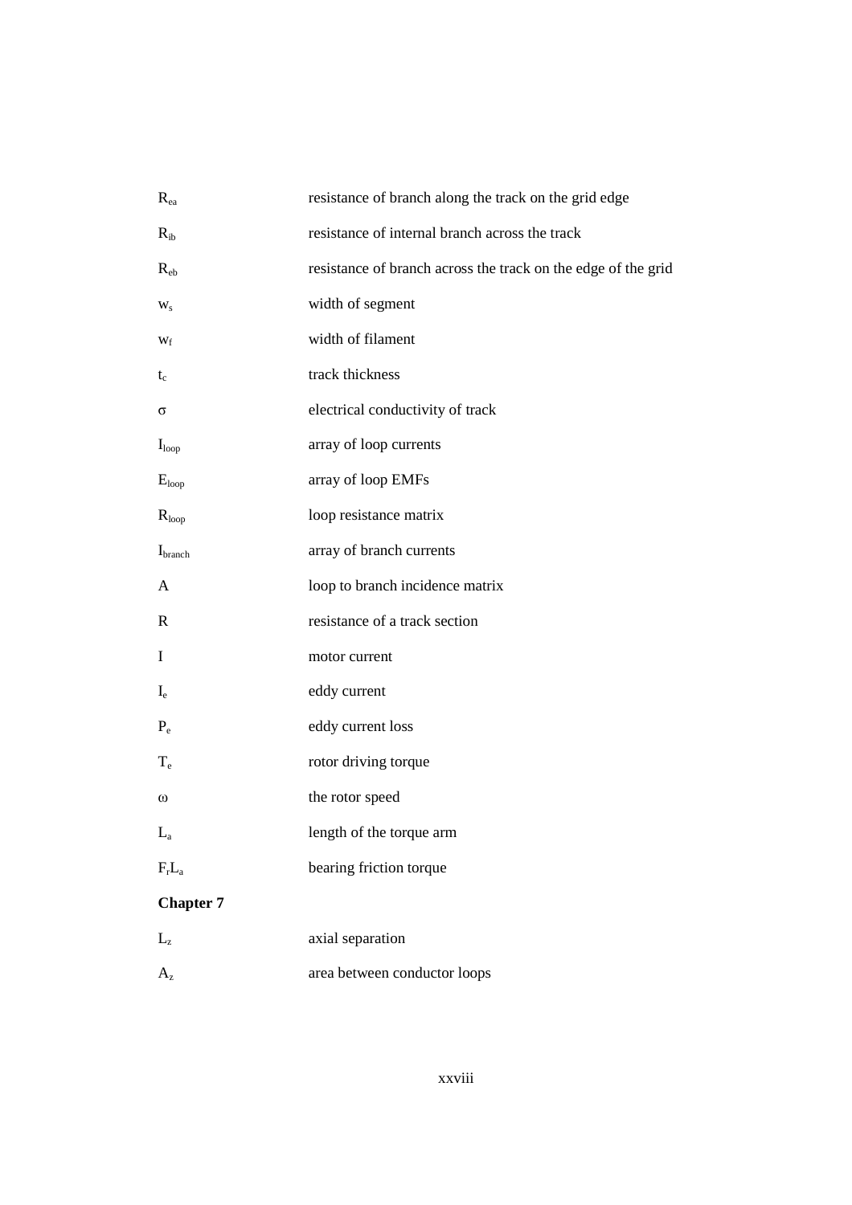| | |
|---|---|
| $R_{ea}$ | resistance of branch along the track on the grid edge |
| $R_{ib}$ | resistance of internal branch across the track |
| $R_{eb}$ | resistance of branch across the track on the edge of the grid |
| $w_s$ | width of segment |
| $w_f$ | width of filament |
| $t_c$ | track thickness |
| $\sigma$ | electrical conductivity of track |
| $I_{loop}$ | array of loop currents |
| $E_{loop}$ | array of loop EMFs |
| $R_{loop}$ | loop resistance matrix |
| $I_{branch}$ | array of branch currents |
| A | loop to branch incidence matrix |
| R | resistance of a track section |
| I | motor current |
| $I_e$ | eddy current |
| $P_e$ | eddy current loss |
| $T_e$ | rotor driving torque |
| $\omega$ | the rotor speed |
| $L_a$ | length of the torque arm |
| $F_rL_a$ | bearing friction torque |

**Chapter 7**

| | |
|---|---|
| $L_z$ | axial separation |
| $A_z$ | area between conductor loops |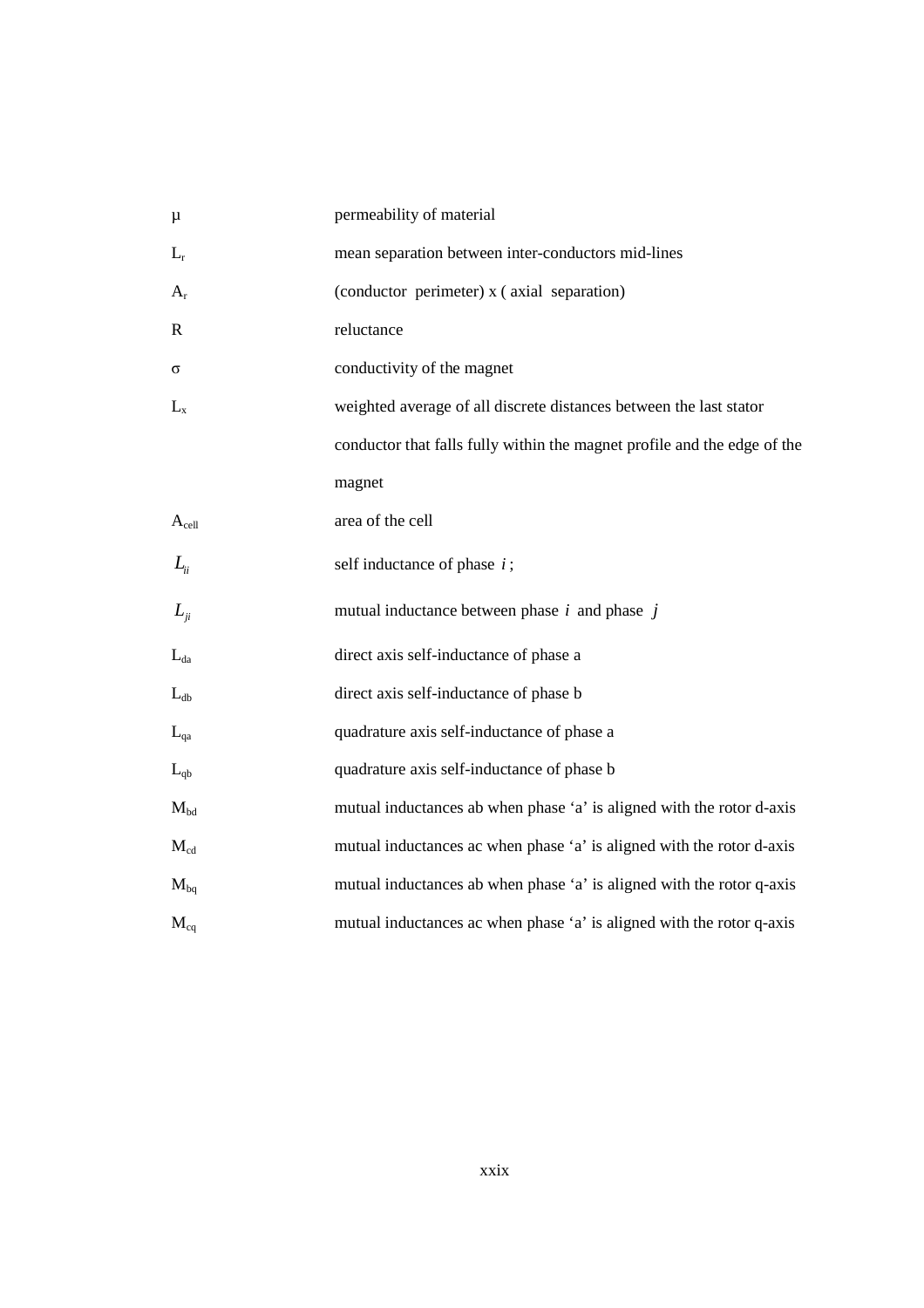| | |
|---|---|
| $\mu$ | permeability of material |
| $L_r$ | mean separation between inter-conductors mid-lines |
| $A_r$ | (conductor perimeter) x ( axial separation) |
| R | reluctance |
| $\sigma$ | conductivity of the magnet |
| $L_x$ | weighted average of all discrete distances between the last stator conductor that falls fully within the magnet profile and the edge of the magnet |
| $A_{cell}$ | area of the cell |
| $L_{ii}$ | self inductance of phase $i$ ; |
| $L_{ji}$ | mutual inductance between phase $i$ and phase $j$ |
| $L_{da}$ | direct axis self-inductance of phase a |
| $L_{db}$ | direct axis self-inductance of phase b |
| $L_{qa}$ | quadrature axis self-inductance of phase a |
| $L_{qb}$ | quadrature axis self-inductance of phase b |
| $M_{bd}$ | mutual inductances ab when phase 'a' is aligned with the rotor d-axis |
| $M_{cd}$ | mutual inductances ac when phase 'a' is aligned with the rotor d-axis |
| $M_{bq}$ | mutual inductances ab when phase 'a' is aligned with the rotor q-axis |
| $M_{cq}$ | mutual inductances ac when phase 'a' is aligned with the rotor q-axis |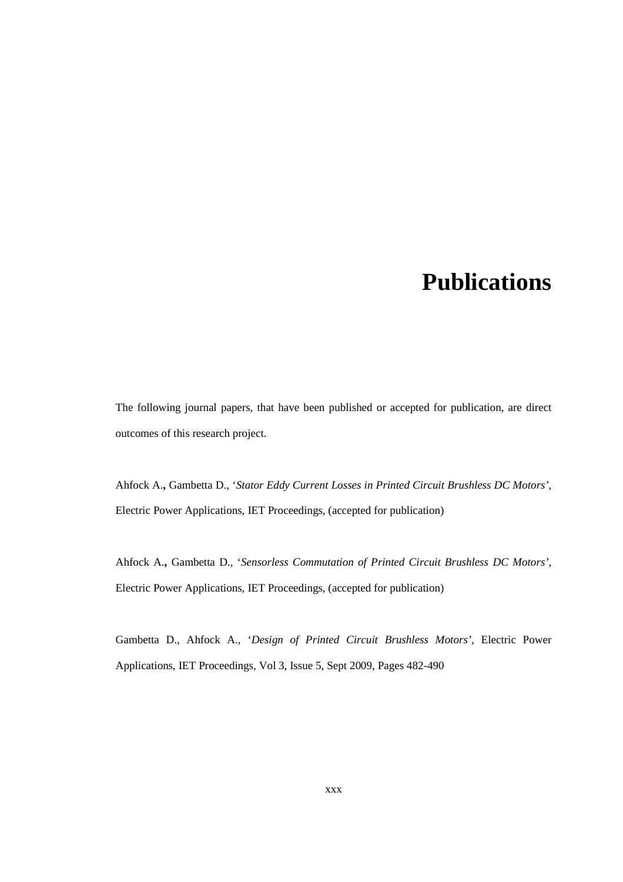# Publications

The following journal papers, that have been published or accepted for publication, are direct outcomes of this research project.

Ahfock A.**,** Gambetta D., '*Stator Eddy Current Losses in Printed Circuit Brushless DC Motors'*, Electric Power Applications, IET Proceedings, (accepted for publication)

Ahfock A.**,** Gambetta D., '*Sensorless Commutation of Printed Circuit Brushless DC Motors'*, Electric Power Applications, IET Proceedings, (accepted for publication)

Gambetta D., Ahfock A., '*Design of Printed Circuit Brushless Motors'*, Electric Power Applications, IET Proceedings, Vol 3, Issue 5, Sept 2009, Pages 482-490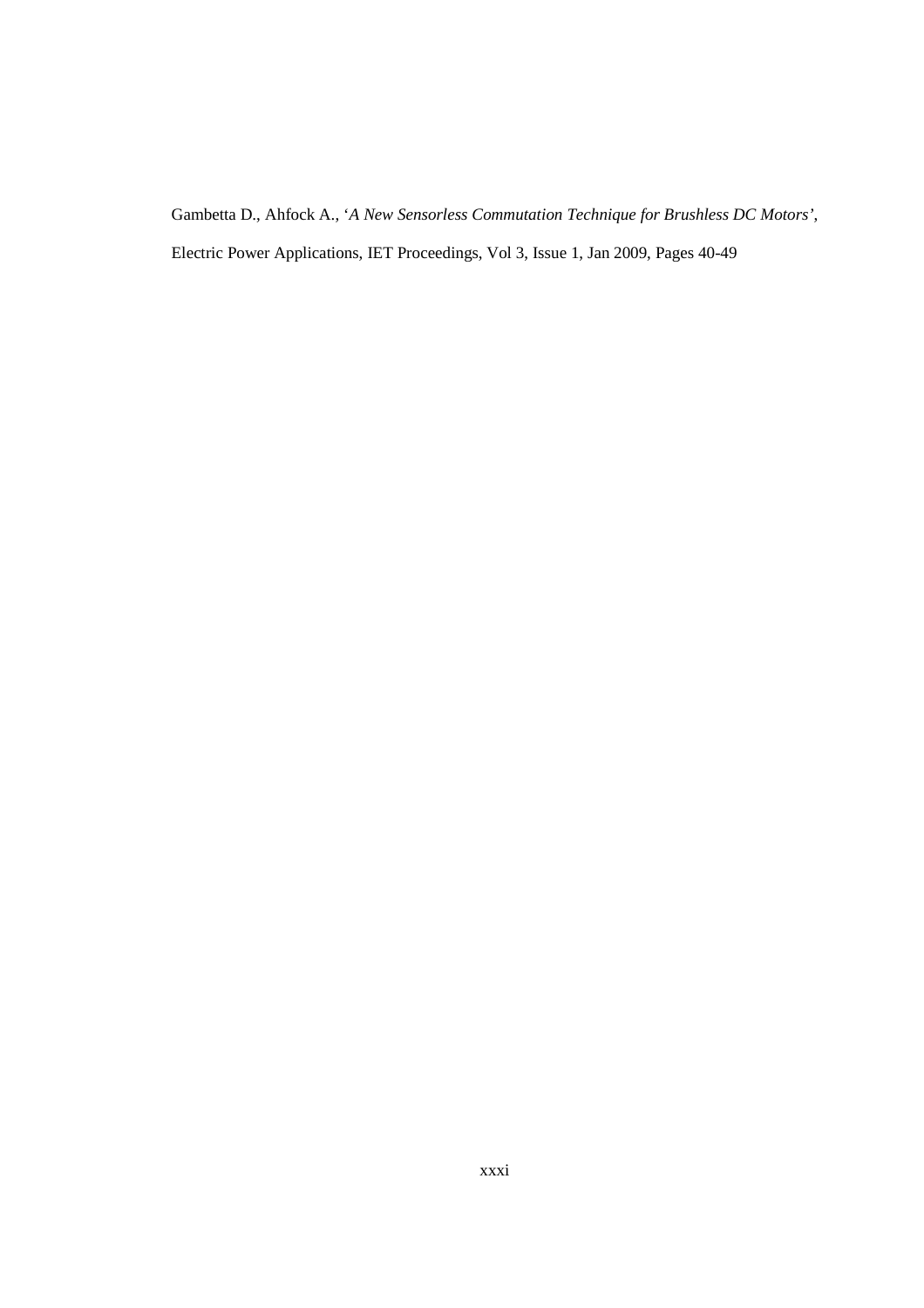Gambetta D., Ahfock A., '*A New Sensorless Commutation Technique for Brushless DC Motors'*, Electric Power Applications, IET Proceedings, Vol 3, Issue 1, Jan 2009, Pages 40-49